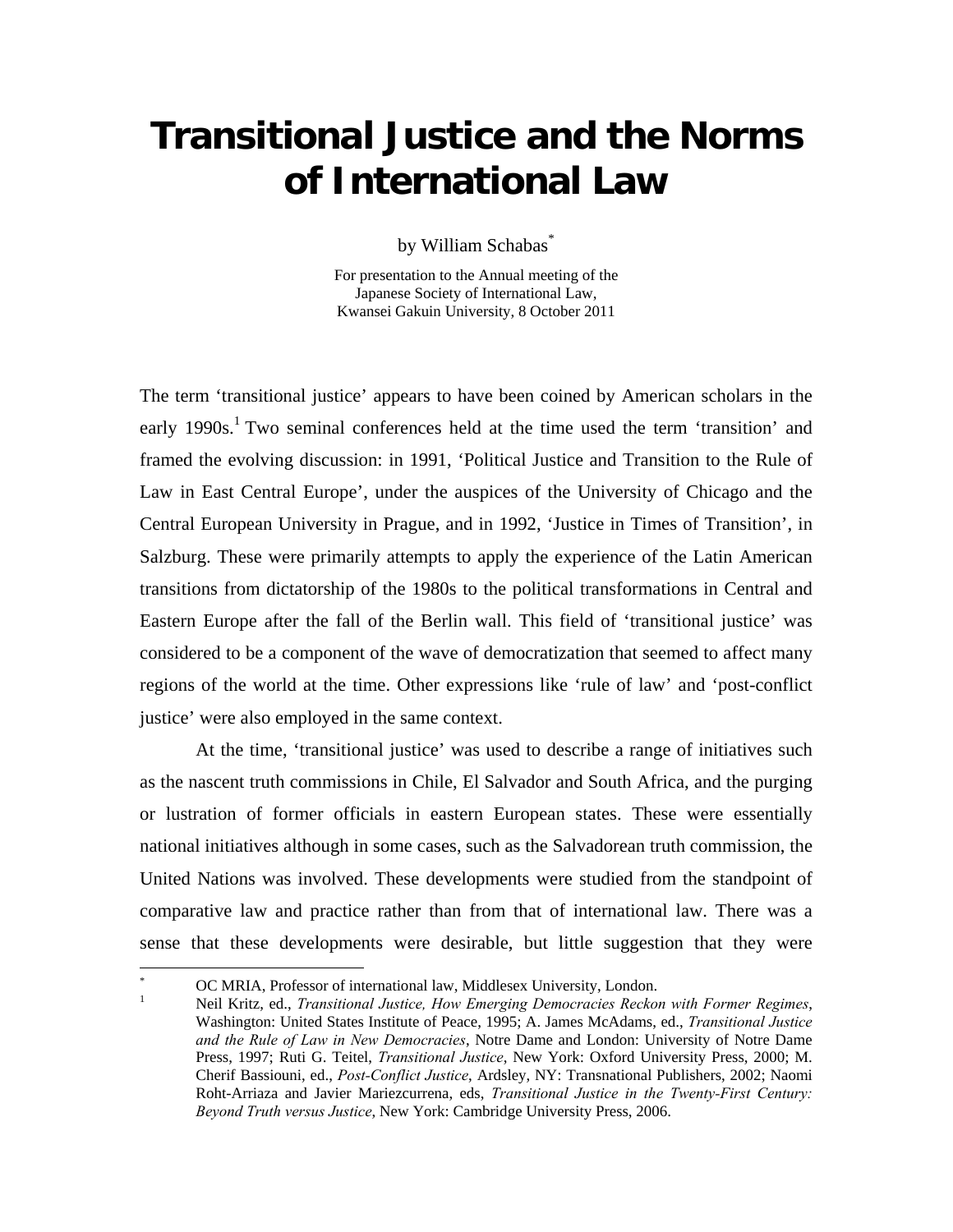# Transitional Justice and the Norms of International Law

by William Schabas[*]

For presentation to the Annual meeting of the Japanese Society of International Law, Kwansei Gakuin University, 8 October 2011

The term 'transitional justice' appears to have been coined by American scholars in the early 1990s.[1] Two seminal conferences held at the time used the term 'transition' and framed the evolving discussion: in 1991, 'Political Justice and Transition to the Rule of Law in East Central Europe', under the auspices of the University of Chicago and the Central European University in Prague, and in 1992, 'Justice in Times of Transition', in Salzburg. These were primarily attempts to apply the experience of the Latin American transitions from dictatorship of the 1980s to the political transformations in Central and Eastern Europe after the fall of the Berlin wall. This field of 'transitional justice' was considered to be a component of the wave of democratization that seemed to affect many regions of the world at the time. Other expressions like 'rule of law' and 'post-conflict justice' were also employed in the same context.

At the time, 'transitional justice' was used to describe a range of initiatives such as the nascent truth commissions in Chile, El Salvador and South Africa, and the purging or lustration of former officials in eastern European states. These were essentially national initiatives although in some cases, such as the Salvadorean truth commission, the United Nations was involved. These developments were studied from the standpoint of comparative law and practice rather than from that of international law. There was a sense that these developments were desirable, but little suggestion that they were

[*] OC MRIA, Professor of international law, Middlesex University, London.

[1] Neil Kritz, ed., *Transitional Justice, How Emerging Democracies Reckon with Former Regimes*, Washington: United States Institute of Peace, 1995; A. James McAdams, ed., *Transitional Justice and the Rule of Law in New Democracies*, Notre Dame and London: University of Notre Dame Press, 1997; Ruti G. Teitel, *Transitional Justice*, New York: Oxford University Press, 2000; M. Cherif Bassiouni, ed., *Post-Conflict Justice*, Ardsley, NY: Transnational Publishers, 2002; Naomi Roht-Arriaza and Javier Mariezcurrena, eds, *Transitional Justice in the Twenty-First Century: Beyond Truth versus Justice*, New York: Cambridge University Press, 2006.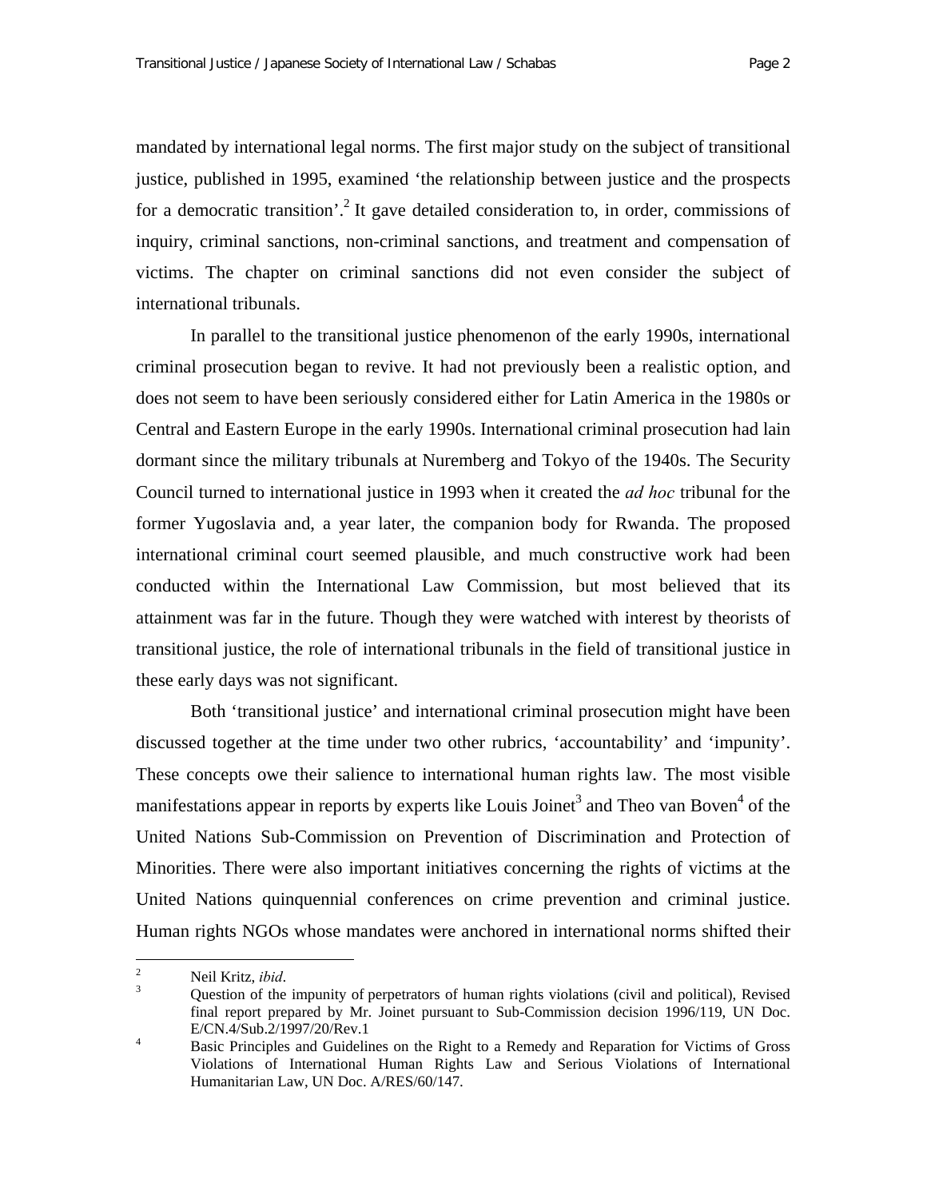mandated by international legal norms. The first major study on the subject of transitional justice, published in 1995, examined 'the relationship between justice and the prospects for a democratic transition'.[2] It gave detailed consideration to, in order, commissions of inquiry, criminal sanctions, non-criminal sanctions, and treatment and compensation of victims. The chapter on criminal sanctions did not even consider the subject of international tribunals.

In parallel to the transitional justice phenomenon of the early 1990s, international criminal prosecution began to revive. It had not previously been a realistic option, and does not seem to have been seriously considered either for Latin America in the 1980s or Central and Eastern Europe in the early 1990s. International criminal prosecution had lain dormant since the military tribunals at Nuremberg and Tokyo of the 1940s. The Security Council turned to international justice in 1993 when it created the *ad hoc* tribunal for the former Yugoslavia and, a year later, the companion body for Rwanda. The proposed international criminal court seemed plausible, and much constructive work had been conducted within the International Law Commission, but most believed that its attainment was far in the future. Though they were watched with interest by theorists of transitional justice, the role of international tribunals in the field of transitional justice in these early days was not significant.

Both 'transitional justice' and international criminal prosecution might have been discussed together at the time under two other rubrics, 'accountability' and 'impunity'. These concepts owe their salience to international human rights law. The most visible manifestations appear in reports by experts like Louis Joinet[3] and Theo van Boven[4] of the United Nations Sub-Commission on Prevention of Discrimination and Protection of Minorities. There were also important initiatives concerning the rights of victims at the United Nations quinquennial conferences on crime prevention and criminal justice. Human rights NGOs whose mandates were anchored in international norms shifted their

---

[2] Neil Kritz, *ibid*.

[3] Question of the impunity of perpetrators of human rights violations (civil and political), Revised final report prepared by Mr. Joinet pursuant to Sub-Commission decision 1996/119, UN Doc. E/CN.4/Sub.2/1997/20/Rev.1

[4] Basic Principles and Guidelines on the Right to a Remedy and Reparation for Victims of Gross Violations of International Human Rights Law and Serious Violations of International Humanitarian Law, UN Doc. A/RES/60/147.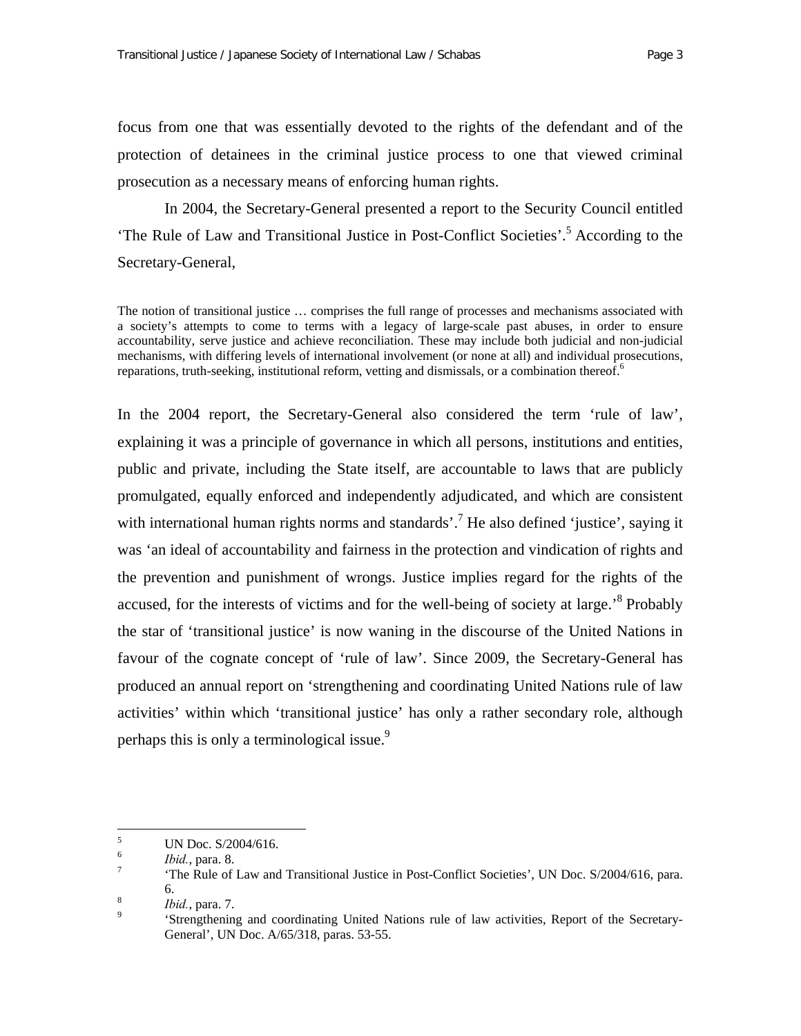focus from one that was essentially devoted to the rights of the defendant and of the protection of detainees in the criminal justice process to one that viewed criminal prosecution as a necessary means of enforcing human rights.

In 2004, the Secretary-General presented a report to the Security Council entitled 'The Rule of Law and Transitional Justice in Post-Conflict Societies'.[5] According to the Secretary-General,

> The notion of transitional justice … comprises the full range of processes and mechanisms associated with a society's attempts to come to terms with a legacy of large-scale past abuses, in order to ensure accountability, serve justice and achieve reconciliation. These may include both judicial and non-judicial mechanisms, with differing levels of international involvement (or none at all) and individual prosecutions, reparations, truth-seeking, institutional reform, vetting and dismissals, or a combination thereof.[6]

In the 2004 report, the Secretary-General also considered the term 'rule of law', explaining it was a principle of governance in which all persons, institutions and entities, public and private, including the State itself, are accountable to laws that are publicly promulgated, equally enforced and independently adjudicated, and which are consistent with international human rights norms and standards'.[7] He also defined 'justice', saying it was 'an ideal of accountability and fairness in the protection and vindication of rights and the prevention and punishment of wrongs. Justice implies regard for the rights of the accused, for the interests of victims and for the well-being of society at large.'[8] Probably the star of 'transitional justice' is now waning in the discourse of the United Nations in favour of the cognate concept of 'rule of law'. Since 2009, the Secretary-General has produced an annual report on 'strengthening and coordinating United Nations rule of law activities' within which 'transitional justice' has only a rather secondary role, although perhaps this is only a terminological issue.[9]

---

[5] UN Doc. S/2004/616.

[6] *Ibid.*, para. 8.

[7] 'The Rule of Law and Transitional Justice in Post-Conflict Societies', UN Doc. S/2004/616, para. 6.

[8] *Ibid.*, para. 7.

[9] 'Strengthening and coordinating United Nations rule of law activities, Report of the Secretary-General', UN Doc. A/65/318, paras. 53-55.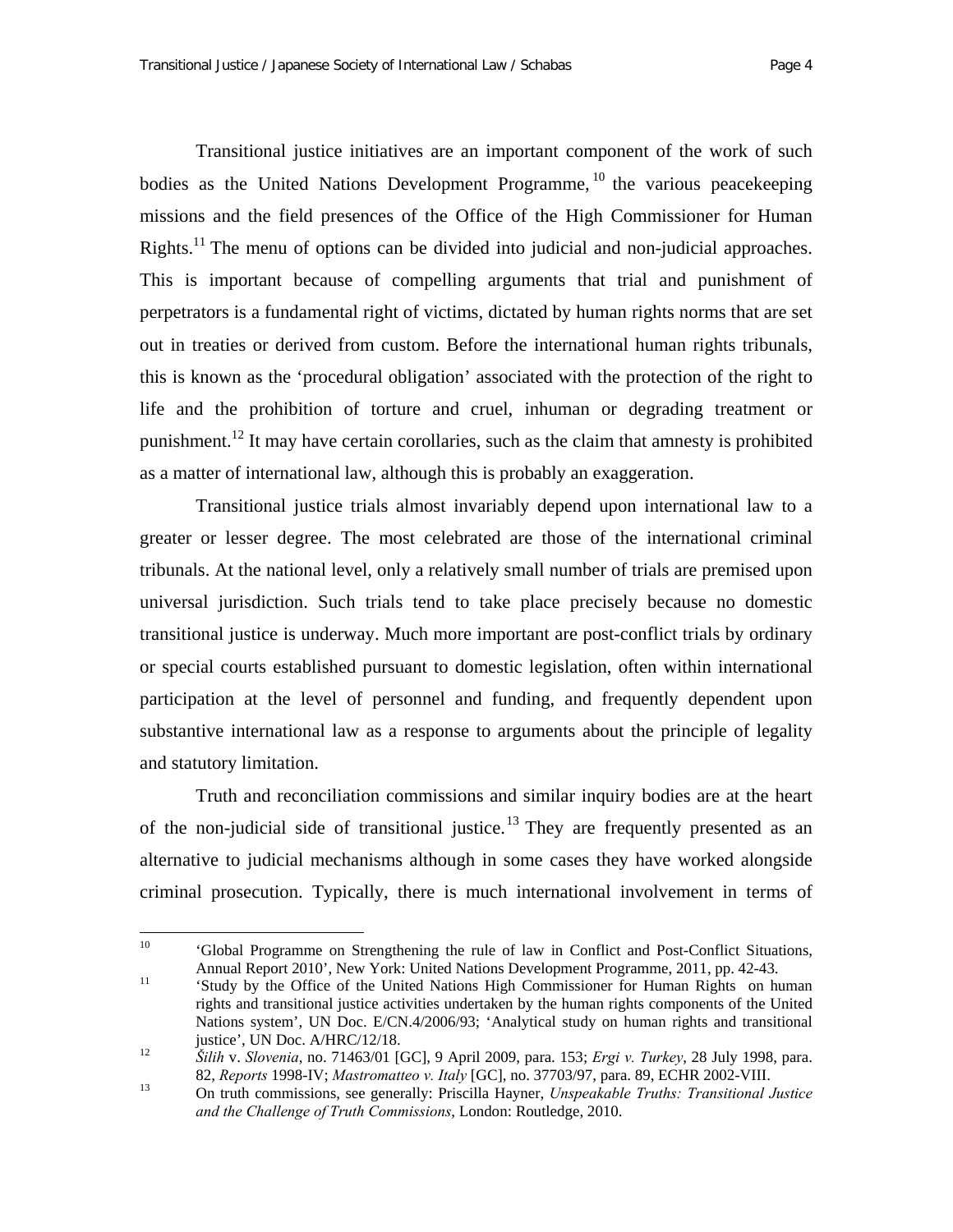Transitional justice initiatives are an important component of the work of such bodies as the United Nations Development Programme,[10] the various peacekeeping missions and the field presences of the Office of the High Commissioner for Human Rights.[11] The menu of options can be divided into judicial and non-judicial approaches. This is important because of compelling arguments that trial and punishment of perpetrators is a fundamental right of victims, dictated by human rights norms that are set out in treaties or derived from custom. Before the international human rights tribunals, this is known as the 'procedural obligation' associated with the protection of the right to life and the prohibition of torture and cruel, inhuman or degrading treatment or punishment.[12] It may have certain corollaries, such as the claim that amnesty is prohibited as a matter of international law, although this is probably an exaggeration.

Transitional justice trials almost invariably depend upon international law to a greater or lesser degree. The most celebrated are those of the international criminal tribunals. At the national level, only a relatively small number of trials are premised upon universal jurisdiction. Such trials tend to take place precisely because no domestic transitional justice is underway. Much more important are post-conflict trials by ordinary or special courts established pursuant to domestic legislation, often within international participation at the level of personnel and funding, and frequently dependent upon substantive international law as a response to arguments about the principle of legality and statutory limitation.

Truth and reconciliation commissions and similar inquiry bodies are at the heart of the non-judicial side of transitional justice.[13] They are frequently presented as an alternative to judicial mechanisms although in some cases they have worked alongside criminal prosecution. Typically, there is much international involvement in terms of

---

[10] 'Global Programme on Strengthening the rule of law in Conflict and Post-Conflict Situations, Annual Report 2010', New York: United Nations Development Programme, 2011, pp. 42-43.

[11] 'Study by the Office of the United Nations High Commissioner for Human Rights on human rights and transitional justice activities undertaken by the human rights components of the United Nations system', UN Doc. E/CN.4/2006/93; 'Analytical study on human rights and transitional justice', UN Doc. A/HRC/12/18.

[12] *Šilih* v. *Slovenia*, no. 71463/01 [GC], 9 April 2009, para. 153; *Ergi v. Turkey*, 28 July 1998, para. 82, *Reports* 1998-IV; *Mastromatteo v. Italy* [GC], no. 37703/97, para. 89, ECHR 2002-VIII.

[13] On truth commissions, see generally: Priscilla Hayner, *Unspeakable Truths: Transitional Justice and the Challenge of Truth Commissions*, London: Routledge, 2010.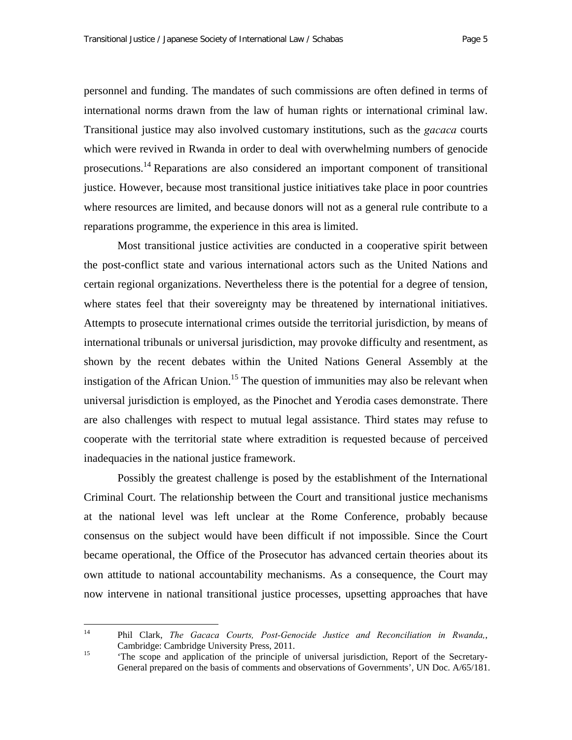personnel and funding. The mandates of such commissions are often defined in terms of international norms drawn from the law of human rights or international criminal law. Transitional justice may also involved customary institutions, such as the *gacaca* courts which were revived in Rwanda in order to deal with overwhelming numbers of genocide prosecutions.[14] Reparations are also considered an important component of transitional justice. However, because most transitional justice initiatives take place in poor countries where resources are limited, and because donors will not as a general rule contribute to a reparations programme, the experience in this area is limited.

Most transitional justice activities are conducted in a cooperative spirit between the post-conflict state and various international actors such as the United Nations and certain regional organizations. Nevertheless there is the potential for a degree of tension, where states feel that their sovereignty may be threatened by international initiatives. Attempts to prosecute international crimes outside the territorial jurisdiction, by means of international tribunals or universal jurisdiction, may provoke difficulty and resentment, as shown by the recent debates within the United Nations General Assembly at the instigation of the African Union.[15] The question of immunities may also be relevant when universal jurisdiction is employed, as the Pinochet and Yerodia cases demonstrate. There are also challenges with respect to mutual legal assistance. Third states may refuse to cooperate with the territorial state where extradition is requested because of perceived inadequacies in the national justice framework.

Possibly the greatest challenge is posed by the establishment of the International Criminal Court. The relationship between the Court and transitional justice mechanisms at the national level was left unclear at the Rome Conference, probably because consensus on the subject would have been difficult if not impossible. Since the Court became operational, the Office of the Prosecutor has advanced certain theories about its own attitude to national accountability mechanisms. As a consequence, the Court may now intervene in national transitional justice processes, upsetting approaches that have

---

[14] Phil Clark, *The Gacaca Courts, Post-Genocide Justice and Reconciliation in Rwanda,*, Cambridge: Cambridge University Press, 2011.

[15] 'The scope and application of the principle of universal jurisdiction, Report of the Secretary-General prepared on the basis of comments and observations of Governments', UN Doc. A/65/181.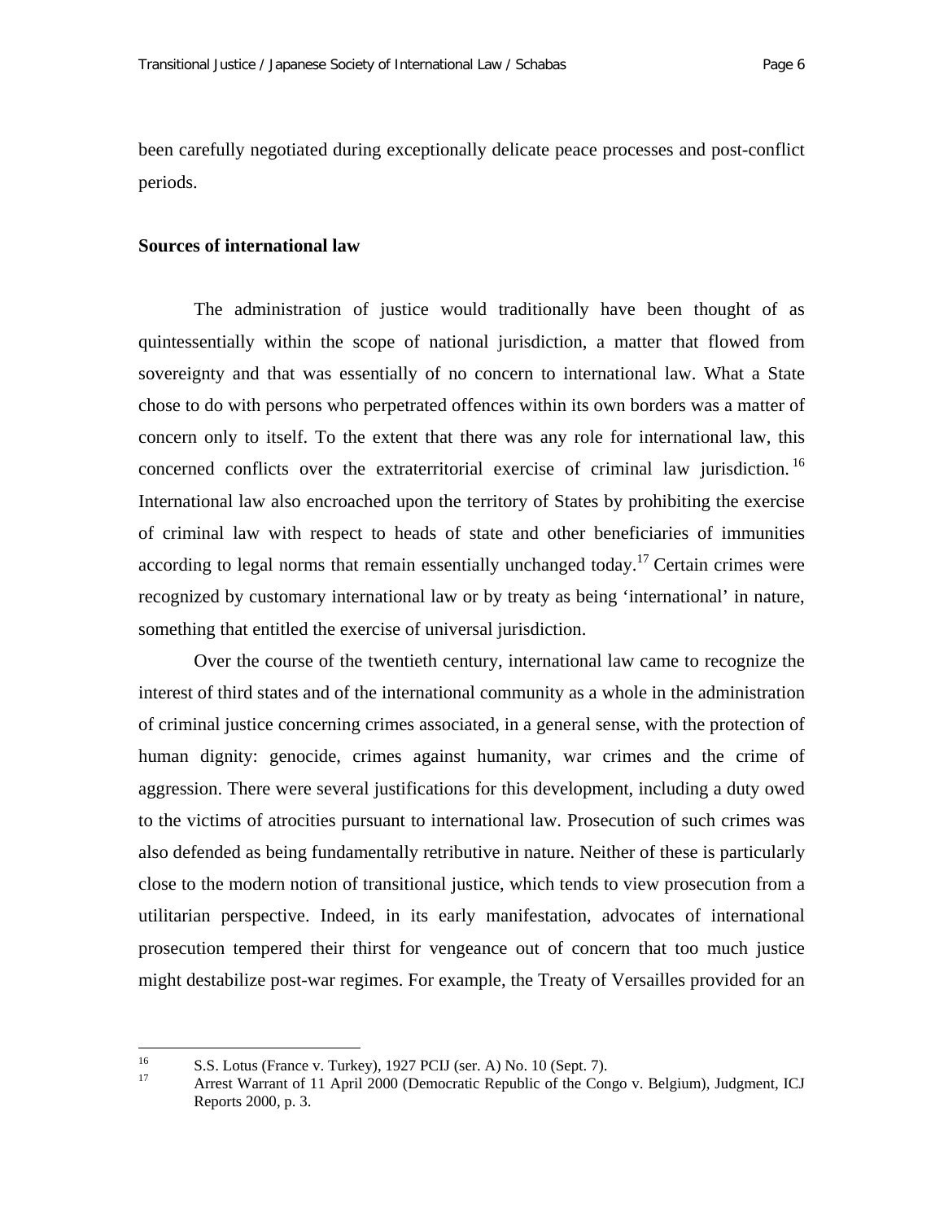been carefully negotiated during exceptionally delicate peace processes and post-conflict periods.

**Sources of international law**

The administration of justice would traditionally have been thought of as quintessentially within the scope of national jurisdiction, a matter that flowed from sovereignty and that was essentially of no concern to international law. What a State chose to do with persons who perpetrated offences within its own borders was a matter of concern only to itself. To the extent that there was any role for international law, this concerned conflicts over the extraterritorial exercise of criminal law jurisdiction.[16] International law also encroached upon the territory of States by prohibiting the exercise of criminal law with respect to heads of state and other beneficiaries of immunities according to legal norms that remain essentially unchanged today.[17] Certain crimes were recognized by customary international law or by treaty as being 'international' in nature, something that entitled the exercise of universal jurisdiction.

Over the course of the twentieth century, international law came to recognize the interest of third states and of the international community as a whole in the administration of criminal justice concerning crimes associated, in a general sense, with the protection of human dignity: genocide, crimes against humanity, war crimes and the crime of aggression. There were several justifications for this development, including a duty owed to the victims of atrocities pursuant to international law. Prosecution of such crimes was also defended as being fundamentally retributive in nature. Neither of these is particularly close to the modern notion of transitional justice, which tends to view prosecution from a utilitarian perspective. Indeed, in its early manifestation, advocates of international prosecution tempered their thirst for vengeance out of concern that too much justice might destabilize post-war regimes. For example, the Treaty of Versailles provided for an

[16] S.S. Lotus (France v. Turkey), 1927 PCIJ (ser. A) No. 10 (Sept. 7).

[17] Arrest Warrant of 11 April 2000 (Democratic Republic of the Congo v. Belgium), Judgment, ICJ Reports 2000, p. 3.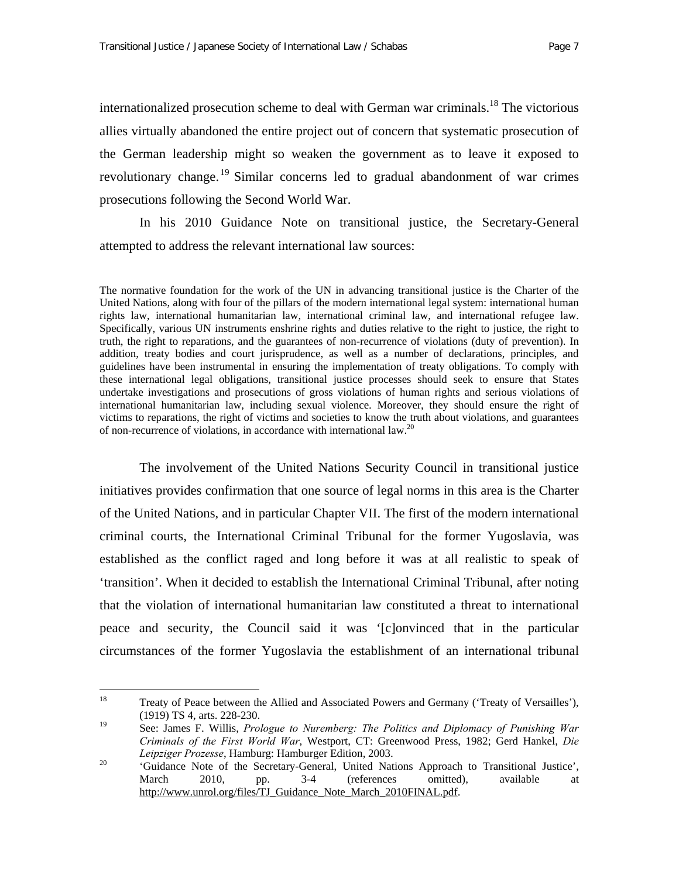internationalized prosecution scheme to deal with German war criminals.[18] The victorious allies virtually abandoned the entire project out of concern that systematic prosecution of the German leadership might so weaken the government as to leave it exposed to revolutionary change.[19] Similar concerns led to gradual abandonment of war crimes prosecutions following the Second World War.

In his 2010 Guidance Note on transitional justice, the Secretary-General attempted to address the relevant international law sources:

> The normative foundation for the work of the UN in advancing transitional justice is the Charter of the United Nations, along with four of the pillars of the modern international legal system: international human rights law, international humanitarian law, international criminal law, and international refugee law. Specifically, various UN instruments enshrine rights and duties relative to the right to justice, the right to truth, the right to reparations, and the guarantees of non-recurrence of violations (duty of prevention). In addition, treaty bodies and court jurisprudence, as well as a number of declarations, principles, and guidelines have been instrumental in ensuring the implementation of treaty obligations. To comply with these international legal obligations, transitional justice processes should seek to ensure that States undertake investigations and prosecutions of gross violations of human rights and serious violations of international humanitarian law, including sexual violence. Moreover, they should ensure the right of victims to reparations, the right of victims and societies to know the truth about violations, and guarantees of non-recurrence of violations, in accordance with international law.[20]

The involvement of the United Nations Security Council in transitional justice initiatives provides confirmation that one source of legal norms in this area is the Charter of the United Nations, and in particular Chapter VII. The first of the modern international criminal courts, the International Criminal Tribunal for the former Yugoslavia, was established as the conflict raged and long before it was at all realistic to speak of 'transition'. When it decided to establish the International Criminal Tribunal, after noting that the violation of international humanitarian law constituted a threat to international peace and security, the Council said it was '[c]onvinced that in the particular circumstances of the former Yugoslavia the establishment of an international tribunal

---

[18] Treaty of Peace between the Allied and Associated Powers and Germany ('Treaty of Versailles'), (1919) TS 4, arts. 228-230.

[19] See: James F. Willis, *Prologue to Nuremberg: The Politics and Diplomacy of Punishing War Criminals of the First World War*, Westport, CT: Greenwood Press, 1982; Gerd Hankel, *Die Leipziger Prozesse*, Hamburg: Hamburger Edition, 2003.

[20] 'Guidance Note of the Secretary-General, United Nations Approach to Transitional Justice', March 2010, pp. 3-4 (references omitted), available at http://www.unrol.org/files/TJ_Guidance_Note_March_2010FINAL.pdf.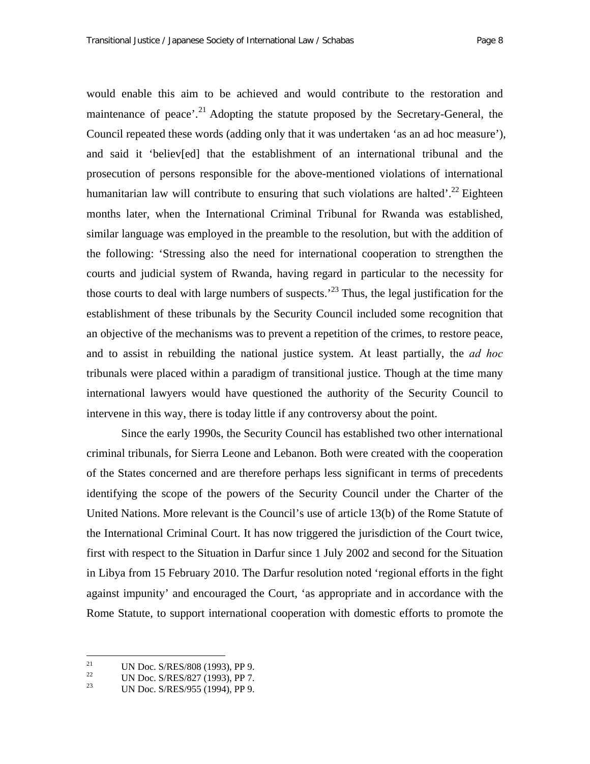would enable this aim to be achieved and would contribute to the restoration and maintenance of peace'.[21] Adopting the statute proposed by the Secretary-General, the Council repeated these words (adding only that it was undertaken 'as an ad hoc measure'), and said it 'believ[ed] that the establishment of an international tribunal and the prosecution of persons responsible for the above-mentioned violations of international humanitarian law will contribute to ensuring that such violations are halted'.[22] Eighteen months later, when the International Criminal Tribunal for Rwanda was established, similar language was employed in the preamble to the resolution, but with the addition of the following: 'Stressing also the need for international cooperation to strengthen the courts and judicial system of Rwanda, having regard in particular to the necessity for those courts to deal with large numbers of suspects.'[23] Thus, the legal justification for the establishment of these tribunals by the Security Council included some recognition that an objective of the mechanisms was to prevent a repetition of the crimes, to restore peace, and to assist in rebuilding the national justice system. At least partially, the *ad hoc* tribunals were placed within a paradigm of transitional justice. Though at the time many international lawyers would have questioned the authority of the Security Council to intervene in this way, there is today little if any controversy about the point.

Since the early 1990s, the Security Council has established two other international criminal tribunals, for Sierra Leone and Lebanon. Both were created with the cooperation of the States concerned and are therefore perhaps less significant in terms of precedents identifying the scope of the powers of the Security Council under the Charter of the United Nations. More relevant is the Council's use of article 13(b) of the Rome Statute of the International Criminal Court. It has now triggered the jurisdiction of the Court twice, first with respect to the Situation in Darfur since 1 July 2002 and second for the Situation in Libya from 15 February 2010. The Darfur resolution noted 'regional efforts in the fight against impunity' and encouraged the Court, 'as appropriate and in accordance with the Rome Statute, to support international cooperation with domestic efforts to promote the

---

[21] UN Doc. S/RES/808 (1993), PP 9.

[22] UN Doc. S/RES/827 (1993), PP 7.

[23] UN Doc. S/RES/955 (1994), PP 9.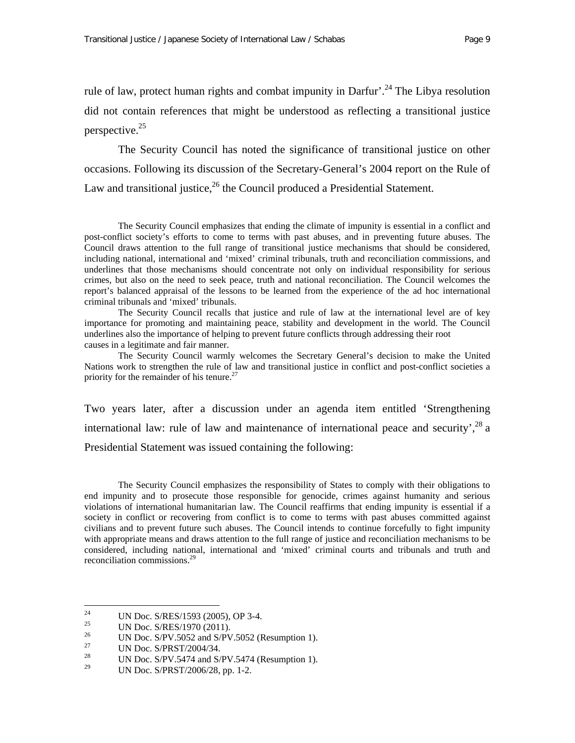rule of law, protect human rights and combat impunity in Darfur'.[24] The Libya resolution did not contain references that might be understood as reflecting a transitional justice perspective.[25]

The Security Council has noted the significance of transitional justice on other occasions. Following its discussion of the Secretary-General's 2004 report on the Rule of Law and transitional justice,[26] the Council produced a Presidential Statement.

> The Security Council emphasizes that ending the climate of impunity is essential in a conflict and post-conflict society's efforts to come to terms with past abuses, and in preventing future abuses. The Council draws attention to the full range of transitional justice mechanisms that should be considered, including national, international and 'mixed' criminal tribunals, truth and reconciliation commissions, and underlines that those mechanisms should concentrate not only on individual responsibility for serious crimes, but also on the need to seek peace, truth and national reconciliation. The Council welcomes the report's balanced appraisal of the lessons to be learned from the experience of the ad hoc international criminal tribunals and 'mixed' tribunals.
>
> The Security Council recalls that justice and rule of law at the international level are of key importance for promoting and maintaining peace, stability and development in the world. The Council underlines also the importance of helping to prevent future conflicts through addressing their root causes in a legitimate and fair manner.
>
> The Security Council warmly welcomes the Secretary General's decision to make the United Nations work to strengthen the rule of law and transitional justice in conflict and post-conflict societies a priority for the remainder of his tenure.[27]

Two years later, after a discussion under an agenda item entitled 'Strengthening international law: rule of law and maintenance of international peace and security',[28] a Presidential Statement was issued containing the following:

> The Security Council emphasizes the responsibility of States to comply with their obligations to end impunity and to prosecute those responsible for genocide, crimes against humanity and serious violations of international humanitarian law. The Council reaffirms that ending impunity is essential if a society in conflict or recovering from conflict is to come to terms with past abuses committed against civilians and to prevent future such abuses. The Council intends to continue forcefully to fight impunity with appropriate means and draws attention to the full range of justice and reconciliation mechanisms to be considered, including national, international and 'mixed' criminal courts and tribunals and truth and reconciliation commissions.[29]

---

[24] UN Doc. S/RES/1593 (2005), OP 3-4.

[25] UN Doc. S/RES/1970 (2011).

[26] UN Doc. S/PV.5052 and S/PV.5052 (Resumption 1).

[27] UN Doc. S/PRST/2004/34.

[28] UN Doc. S/PV.5474 and S/PV.5474 (Resumption 1).

[29] UN Doc. S/PRST/2006/28, pp. 1-2.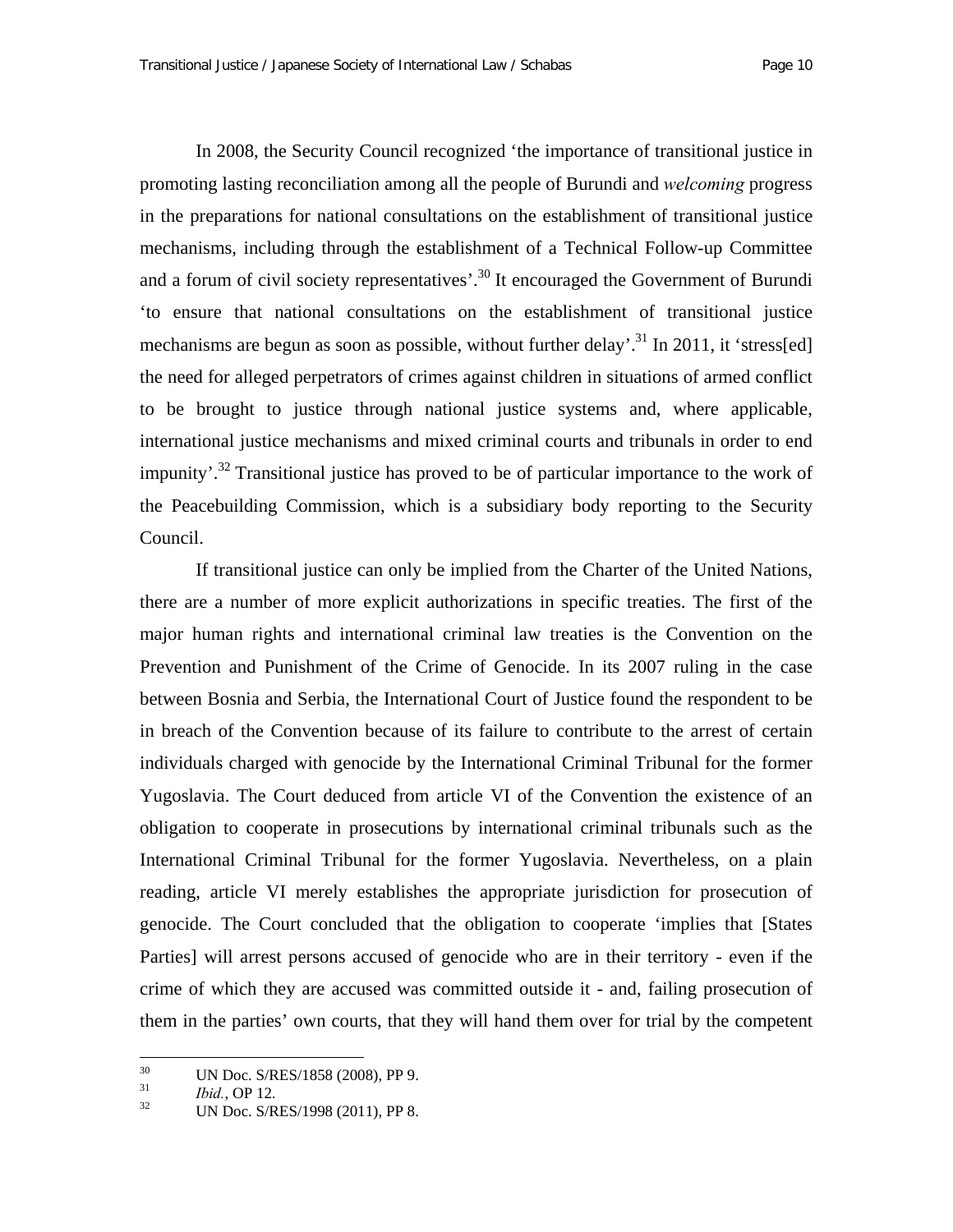In 2008, the Security Council recognized 'the importance of transitional justice in promoting lasting reconciliation among all the people of Burundi and *welcoming* progress in the preparations for national consultations on the establishment of transitional justice mechanisms, including through the establishment of a Technical Follow-up Committee and a forum of civil society representatives'.[30] It encouraged the Government of Burundi 'to ensure that national consultations on the establishment of transitional justice mechanisms are begun as soon as possible, without further delay'.[31] In 2011, it 'stress[ed] the need for alleged perpetrators of crimes against children in situations of armed conflict to be brought to justice through national justice systems and, where applicable, international justice mechanisms and mixed criminal courts and tribunals in order to end impunity'.[32] Transitional justice has proved to be of particular importance to the work of the Peacebuilding Commission, which is a subsidiary body reporting to the Security Council.

If transitional justice can only be implied from the Charter of the United Nations, there are a number of more explicit authorizations in specific treaties. The first of the major human rights and international criminal law treaties is the Convention on the Prevention and Punishment of the Crime of Genocide. In its 2007 ruling in the case between Bosnia and Serbia, the International Court of Justice found the respondent to be in breach of the Convention because of its failure to contribute to the arrest of certain individuals charged with genocide by the International Criminal Tribunal for the former Yugoslavia. The Court deduced from article VI of the Convention the existence of an obligation to cooperate in prosecutions by international criminal tribunals such as the International Criminal Tribunal for the former Yugoslavia. Nevertheless, on a plain reading, article VI merely establishes the appropriate jurisdiction for prosecution of genocide. The Court concluded that the obligation to cooperate 'implies that [States Parties] will arrest persons accused of genocide who are in their territory - even if the crime of which they are accused was committed outside it - and, failing prosecution of them in the parties' own courts, that they will hand them over for trial by the competent

---

[30] UN Doc. S/RES/1858 (2008), PP 9.

[31] *Ibid.*, OP 12.

[32] UN Doc. S/RES/1998 (2011), PP 8.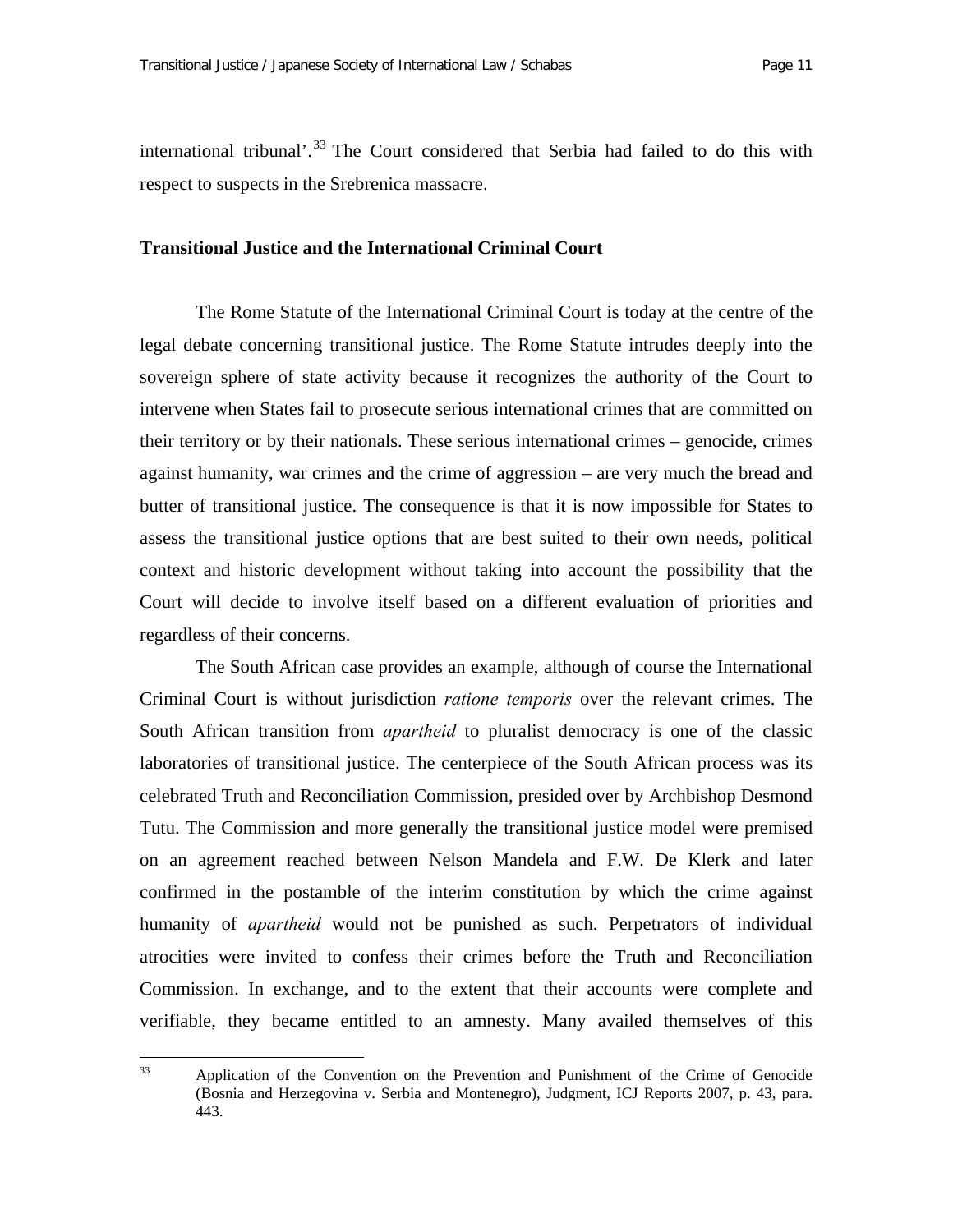international tribunal'.[33] The Court considered that Serbia had failed to do this with respect to suspects in the Srebrenica massacre.

## Transitional Justice and the International Criminal Court

The Rome Statute of the International Criminal Court is today at the centre of the legal debate concerning transitional justice. The Rome Statute intrudes deeply into the sovereign sphere of state activity because it recognizes the authority of the Court to intervene when States fail to prosecute serious international crimes that are committed on their territory or by their nationals. These serious international crimes – genocide, crimes against humanity, war crimes and the crime of aggression – are very much the bread and butter of transitional justice. The consequence is that it is now impossible for States to assess the transitional justice options that are best suited to their own needs, political context and historic development without taking into account the possibility that the Court will decide to involve itself based on a different evaluation of priorities and regardless of their concerns.

The South African case provides an example, although of course the International Criminal Court is without jurisdiction *ratione temporis* over the relevant crimes. The South African transition from *apartheid* to pluralist democracy is one of the classic laboratories of transitional justice. The centerpiece of the South African process was its celebrated Truth and Reconciliation Commission, presided over by Archbishop Desmond Tutu. The Commission and more generally the transitional justice model were premised on an agreement reached between Nelson Mandela and F.W. De Klerk and later confirmed in the postamble of the interim constitution by which the crime against humanity of *apartheid* would not be punished as such. Perpetrators of individual atrocities were invited to confess their crimes before the Truth and Reconciliation Commission. In exchange, and to the extent that their accounts were complete and verifiable, they became entitled to an amnesty. Many availed themselves of this

---

[33] Application of the Convention on the Prevention and Punishment of the Crime of Genocide (Bosnia and Herzegovina v. Serbia and Montenegro), Judgment, ICJ Reports 2007, p. 43, para. 443.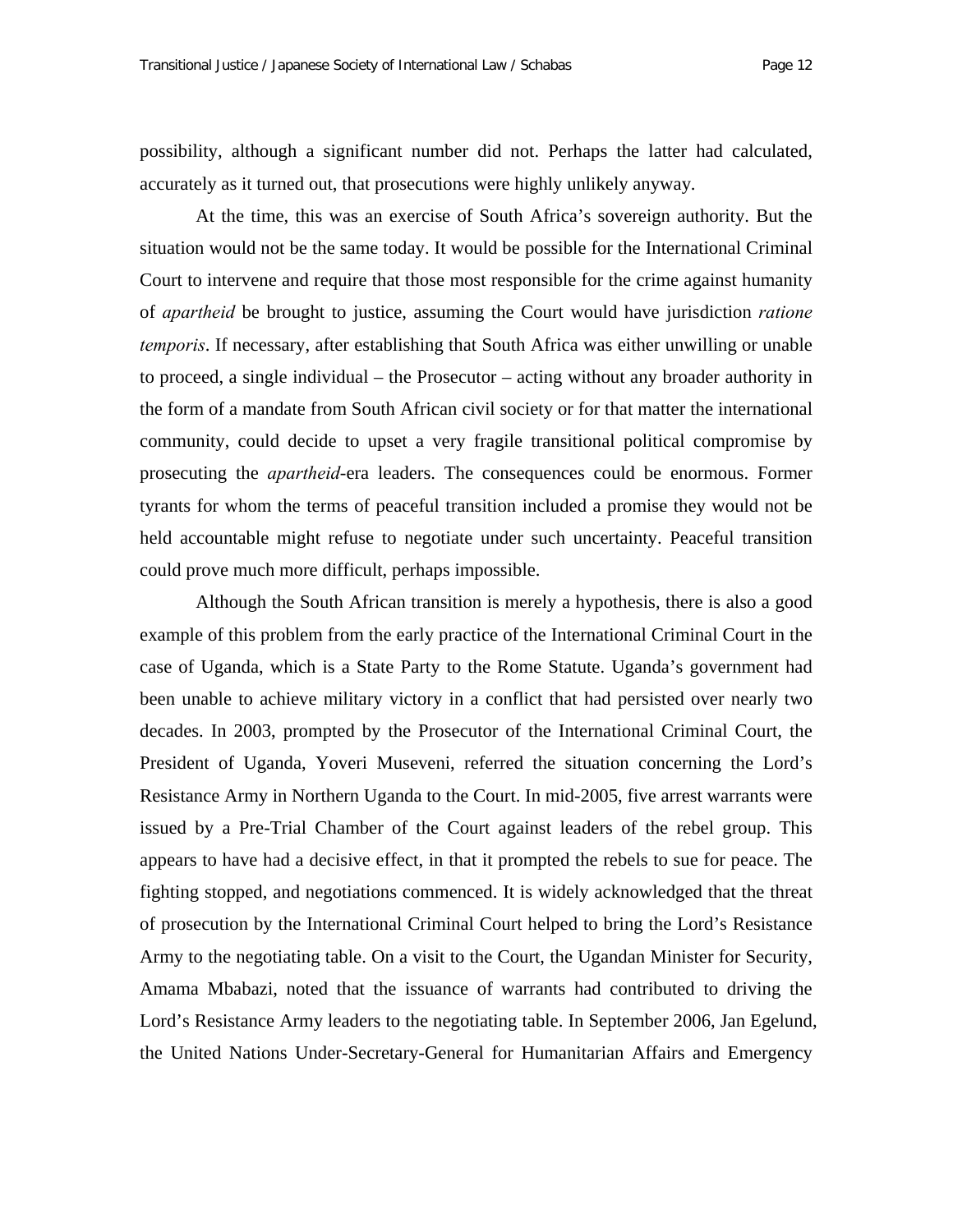possibility, although a significant number did not. Perhaps the latter had calculated, accurately as it turned out, that prosecutions were highly unlikely anyway.

At the time, this was an exercise of South Africa's sovereign authority. But the situation would not be the same today. It would be possible for the International Criminal Court to intervene and require that those most responsible for the crime against humanity of *apartheid* be brought to justice, assuming the Court would have jurisdiction *ratione temporis*. If necessary, after establishing that South Africa was either unwilling or unable to proceed, a single individual – the Prosecutor – acting without any broader authority in the form of a mandate from South African civil society or for that matter the international community, could decide to upset a very fragile transitional political compromise by prosecuting the *apartheid*-era leaders. The consequences could be enormous. Former tyrants for whom the terms of peaceful transition included a promise they would not be held accountable might refuse to negotiate under such uncertainty. Peaceful transition could prove much more difficult, perhaps impossible.

Although the South African transition is merely a hypothesis, there is also a good example of this problem from the early practice of the International Criminal Court in the case of Uganda, which is a State Party to the Rome Statute. Uganda's government had been unable to achieve military victory in a conflict that had persisted over nearly two decades. In 2003, prompted by the Prosecutor of the International Criminal Court, the President of Uganda, Yoveri Museveni, referred the situation concerning the Lord's Resistance Army in Northern Uganda to the Court. In mid-2005, five arrest warrants were issued by a Pre-Trial Chamber of the Court against leaders of the rebel group. This appears to have had a decisive effect, in that it prompted the rebels to sue for peace. The fighting stopped, and negotiations commenced. It is widely acknowledged that the threat of prosecution by the International Criminal Court helped to bring the Lord's Resistance Army to the negotiating table. On a visit to the Court, the Ugandan Minister for Security, Amama Mbabazi, noted that the issuance of warrants had contributed to driving the Lord's Resistance Army leaders to the negotiating table. In September 2006, Jan Egelund, the United Nations Under-Secretary-General for Humanitarian Affairs and Emergency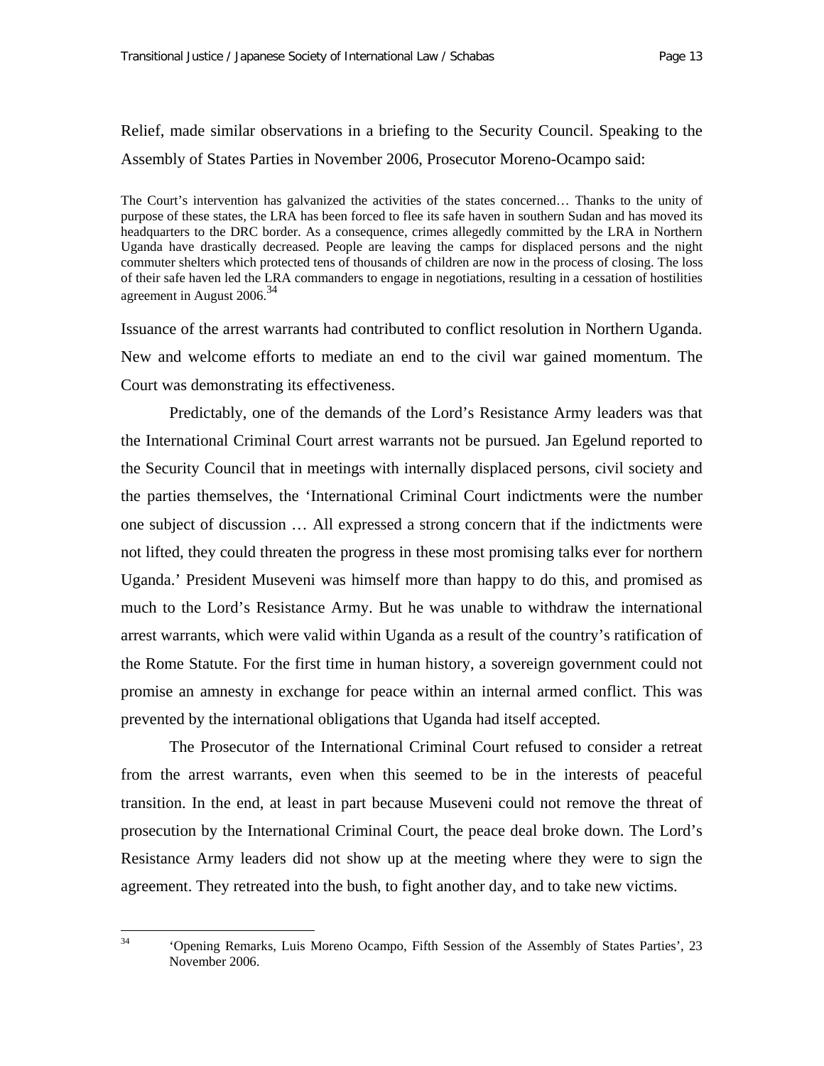Relief, made similar observations in a briefing to the Security Council. Speaking to the Assembly of States Parties in November 2006, Prosecutor Moreno-Ocampo said:

> The Court's intervention has galvanized the activities of the states concerned… Thanks to the unity of purpose of these states, the LRA has been forced to flee its safe haven in southern Sudan and has moved its headquarters to the DRC border. As a consequence, crimes allegedly committed by the LRA in Northern Uganda have drastically decreased. People are leaving the camps for displaced persons and the night commuter shelters which protected tens of thousands of children are now in the process of closing. The loss of their safe haven led the LRA commanders to engage in negotiations, resulting in a cessation of hostilities agreement in August 2006.[34]

Issuance of the arrest warrants had contributed to conflict resolution in Northern Uganda. New and welcome efforts to mediate an end to the civil war gained momentum. The Court was demonstrating its effectiveness.

Predictably, one of the demands of the Lord's Resistance Army leaders was that the International Criminal Court arrest warrants not be pursued. Jan Egelund reported to the Security Council that in meetings with internally displaced persons, civil society and the parties themselves, the 'International Criminal Court indictments were the number one subject of discussion … All expressed a strong concern that if the indictments were not lifted, they could threaten the progress in these most promising talks ever for northern Uganda.' President Museveni was himself more than happy to do this, and promised as much to the Lord's Resistance Army. But he was unable to withdraw the international arrest warrants, which were valid within Uganda as a result of the country's ratification of the Rome Statute. For the first time in human history, a sovereign government could not promise an amnesty in exchange for peace within an internal armed conflict. This was prevented by the international obligations that Uganda had itself accepted.

The Prosecutor of the International Criminal Court refused to consider a retreat from the arrest warrants, even when this seemed to be in the interests of peaceful transition. In the end, at least in part because Museveni could not remove the threat of prosecution by the International Criminal Court, the peace deal broke down. The Lord's Resistance Army leaders did not show up at the meeting where they were to sign the agreement. They retreated into the bush, to fight another day, and to take new victims.

---

[34] 'Opening Remarks, Luis Moreno Ocampo, Fifth Session of the Assembly of States Parties', 23 November 2006.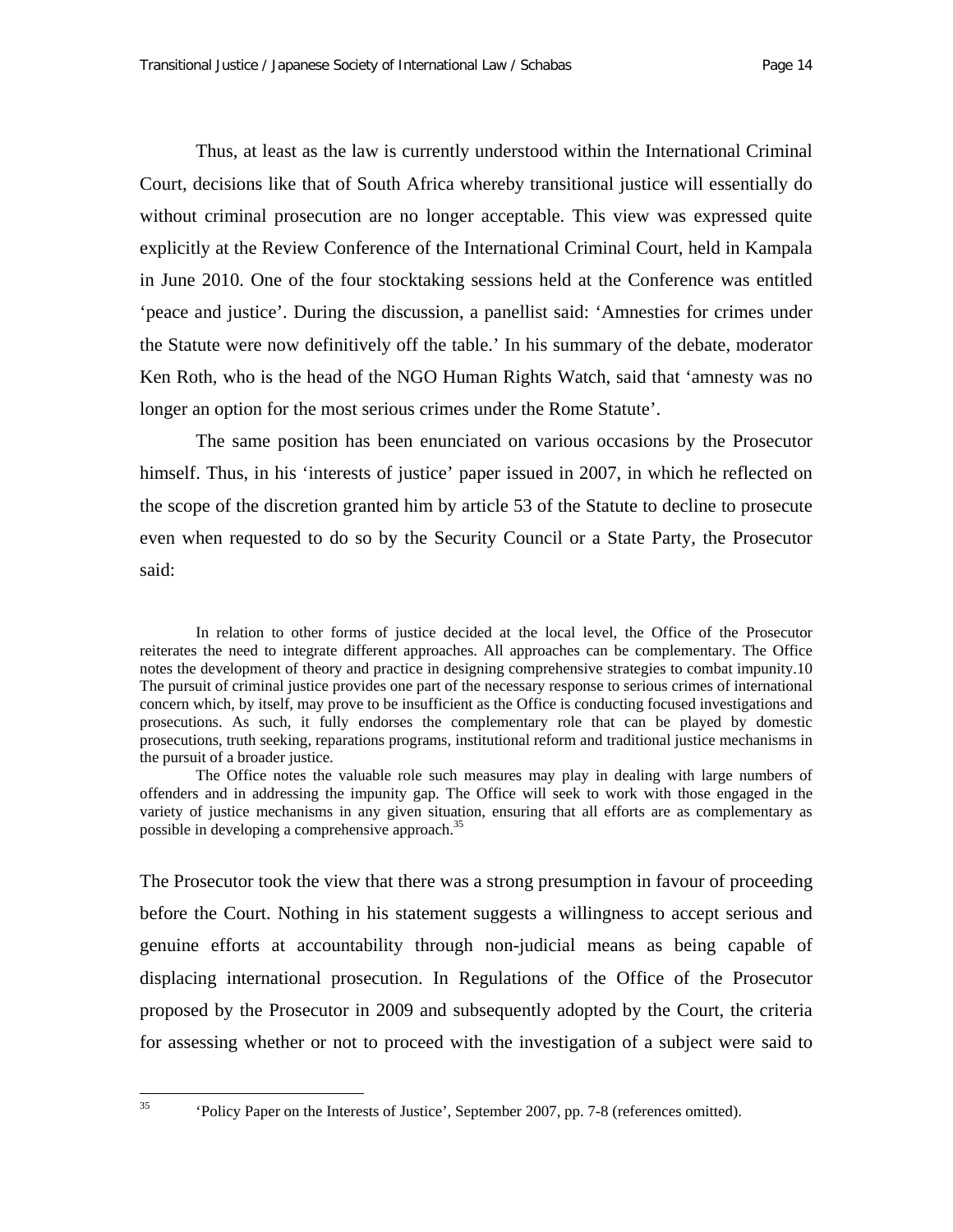Thus, at least as the law is currently understood within the International Criminal Court, decisions like that of South Africa whereby transitional justice will essentially do without criminal prosecution are no longer acceptable. This view was expressed quite explicitly at the Review Conference of the International Criminal Court, held in Kampala in June 2010. One of the four stocktaking sessions held at the Conference was entitled 'peace and justice'. During the discussion, a panellist said: 'Amnesties for crimes under the Statute were now definitively off the table.' In his summary of the debate, moderator Ken Roth, who is the head of the NGO Human Rights Watch, said that 'amnesty was no longer an option for the most serious crimes under the Rome Statute'.

The same position has been enunciated on various occasions by the Prosecutor himself. Thus, in his 'interests of justice' paper issued in 2007, in which he reflected on the scope of the discretion granted him by article 53 of the Statute to decline to prosecute even when requested to do so by the Security Council or a State Party, the Prosecutor said:

> In relation to other forms of justice decided at the local level, the Office of the Prosecutor reiterates the need to integrate different approaches. All approaches can be complementary. The Office notes the development of theory and practice in designing comprehensive strategies to combat impunity.10 The pursuit of criminal justice provides one part of the necessary response to serious crimes of international concern which, by itself, may prove to be insufficient as the Office is conducting focused investigations and prosecutions. As such, it fully endorses the complementary role that can be played by domestic prosecutions, truth seeking, reparations programs, institutional reform and traditional justice mechanisms in the pursuit of a broader justice.
>
> The Office notes the valuable role such measures may play in dealing with large numbers of offenders and in addressing the impunity gap. The Office will seek to work with those engaged in the variety of justice mechanisms in any given situation, ensuring that all efforts are as complementary as possible in developing a comprehensive approach.[35]

The Prosecutor took the view that there was a strong presumption in favour of proceeding before the Court. Nothing in his statement suggests a willingness to accept serious and genuine efforts at accountability through non-judicial means as being capable of displacing international prosecution. In Regulations of the Office of the Prosecutor proposed by the Prosecutor in 2009 and subsequently adopted by the Court, the criteria for assessing whether or not to proceed with the investigation of a subject were said to

[35] 'Policy Paper on the Interests of Justice', September 2007, pp. 7-8 (references omitted).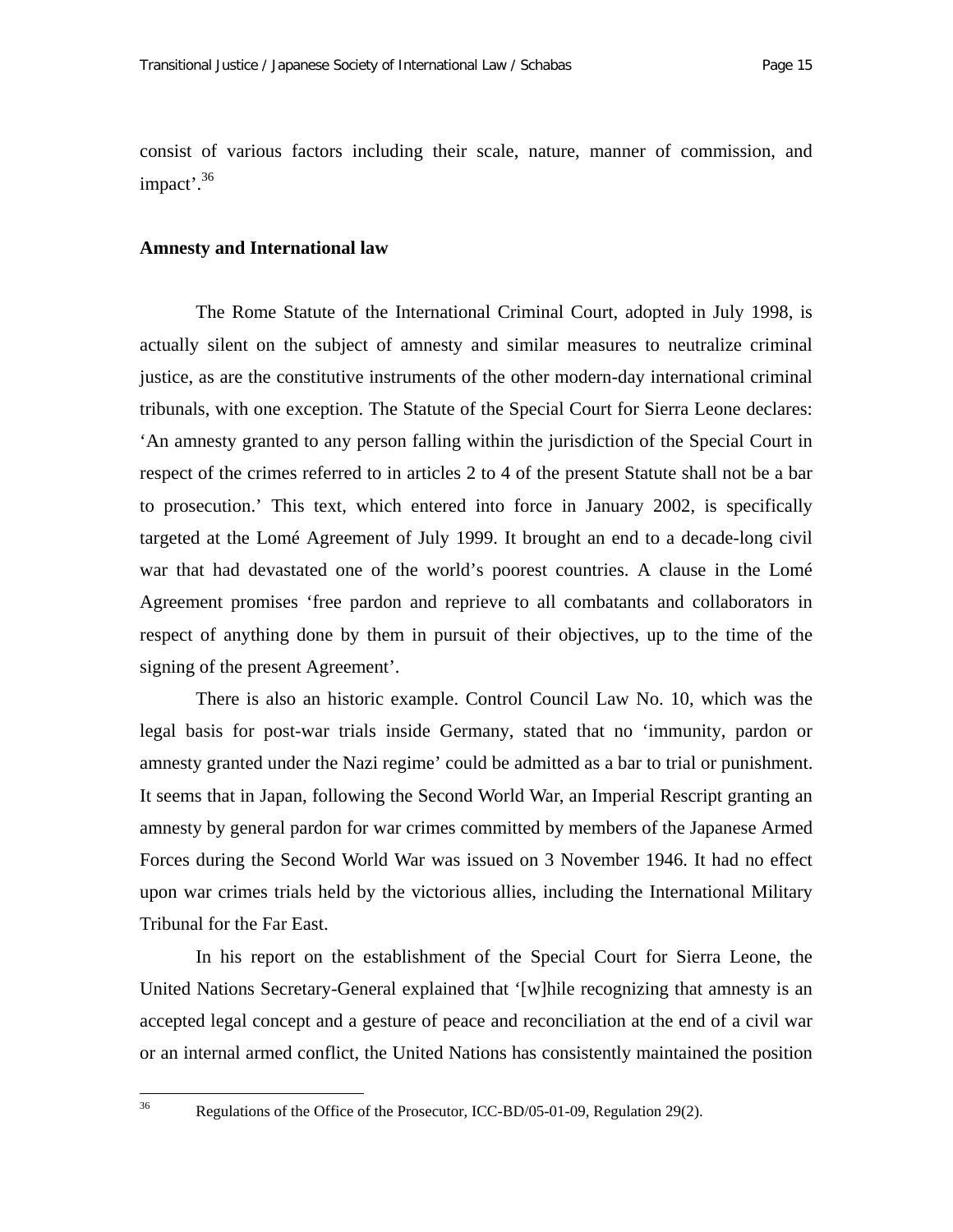consist of various factors including their scale, nature, manner of commission, and impact'.[36]

## Amnesty and International law

The Rome Statute of the International Criminal Court, adopted in July 1998, is actually silent on the subject of amnesty and similar measures to neutralize criminal justice, as are the constitutive instruments of the other modern-day international criminal tribunals, with one exception. The Statute of the Special Court for Sierra Leone declares: 'An amnesty granted to any person falling within the jurisdiction of the Special Court in respect of the crimes referred to in articles 2 to 4 of the present Statute shall not be a bar to prosecution.' This text, which entered into force in January 2002, is specifically targeted at the Lomé Agreement of July 1999. It brought an end to a decade-long civil war that had devastated one of the world's poorest countries. A clause in the Lomé Agreement promises 'free pardon and reprieve to all combatants and collaborators in respect of anything done by them in pursuit of their objectives, up to the time of the signing of the present Agreement'.

There is also an historic example. Control Council Law No. 10, which was the legal basis for post-war trials inside Germany, stated that no 'immunity, pardon or amnesty granted under the Nazi regime' could be admitted as a bar to trial or punishment. It seems that in Japan, following the Second World War, an Imperial Rescript granting an amnesty by general pardon for war crimes committed by members of the Japanese Armed Forces during the Second World War was issued on 3 November 1946. It had no effect upon war crimes trials held by the victorious allies, including the International Military Tribunal for the Far East.

In his report on the establishment of the Special Court for Sierra Leone, the United Nations Secretary-General explained that '[w]hile recognizing that amnesty is an accepted legal concept and a gesture of peace and reconciliation at the end of a civil war or an internal armed conflict, the United Nations has consistently maintained the position

---

[36] Regulations of the Office of the Prosecutor, ICC-BD/05-01-09, Regulation 29(2).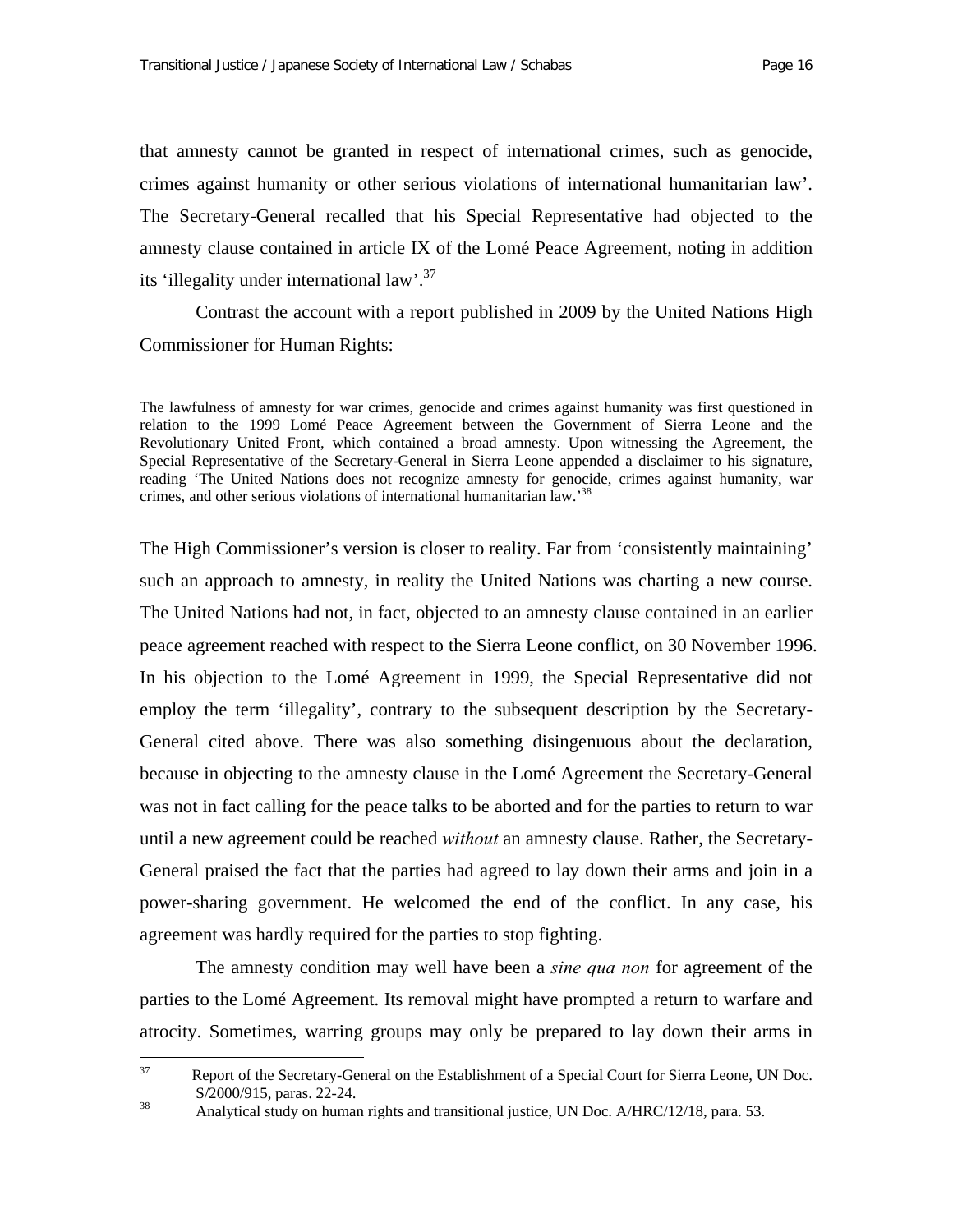that amnesty cannot be granted in respect of international crimes, such as genocide, crimes against humanity or other serious violations of international humanitarian law'. The Secretary-General recalled that his Special Representative had objected to the amnesty clause contained in article IX of the Lomé Peace Agreement, noting in addition its 'illegality under international law'.[37]

Contrast the account with a report published in 2009 by the United Nations High Commissioner for Human Rights:

> The lawfulness of amnesty for war crimes, genocide and crimes against humanity was first questioned in relation to the 1999 Lomé Peace Agreement between the Government of Sierra Leone and the Revolutionary United Front, which contained a broad amnesty. Upon witnessing the Agreement, the Special Representative of the Secretary-General in Sierra Leone appended a disclaimer to his signature, reading 'The United Nations does not recognize amnesty for genocide, crimes against humanity, war crimes, and other serious violations of international humanitarian law.'[38]

The High Commissioner's version is closer to reality. Far from 'consistently maintaining' such an approach to amnesty, in reality the United Nations was charting a new course. The United Nations had not, in fact, objected to an amnesty clause contained in an earlier peace agreement reached with respect to the Sierra Leone conflict, on 30 November 1996. In his objection to the Lomé Agreement in 1999, the Special Representative did not employ the term 'illegality', contrary to the subsequent description by the Secretary-General cited above. There was also something disingenuous about the declaration, because in objecting to the amnesty clause in the Lomé Agreement the Secretary-General was not in fact calling for the peace talks to be aborted and for the parties to return to war until a new agreement could be reached *without* an amnesty clause. Rather, the Secretary-General praised the fact that the parties had agreed to lay down their arms and join in a power-sharing government. He welcomed the end of the conflict. In any case, his agreement was hardly required for the parties to stop fighting.

The amnesty condition may well have been a *sine qua non* for agreement of the parties to the Lomé Agreement. Its removal might have prompted a return to warfare and atrocity. Sometimes, warring groups may only be prepared to lay down their arms in

---

[37] Report of the Secretary-General on the Establishment of a Special Court for Sierra Leone, UN Doc. S/2000/915, paras. 22-24.

[38] Analytical study on human rights and transitional justice, UN Doc. A/HRC/12/18, para. 53.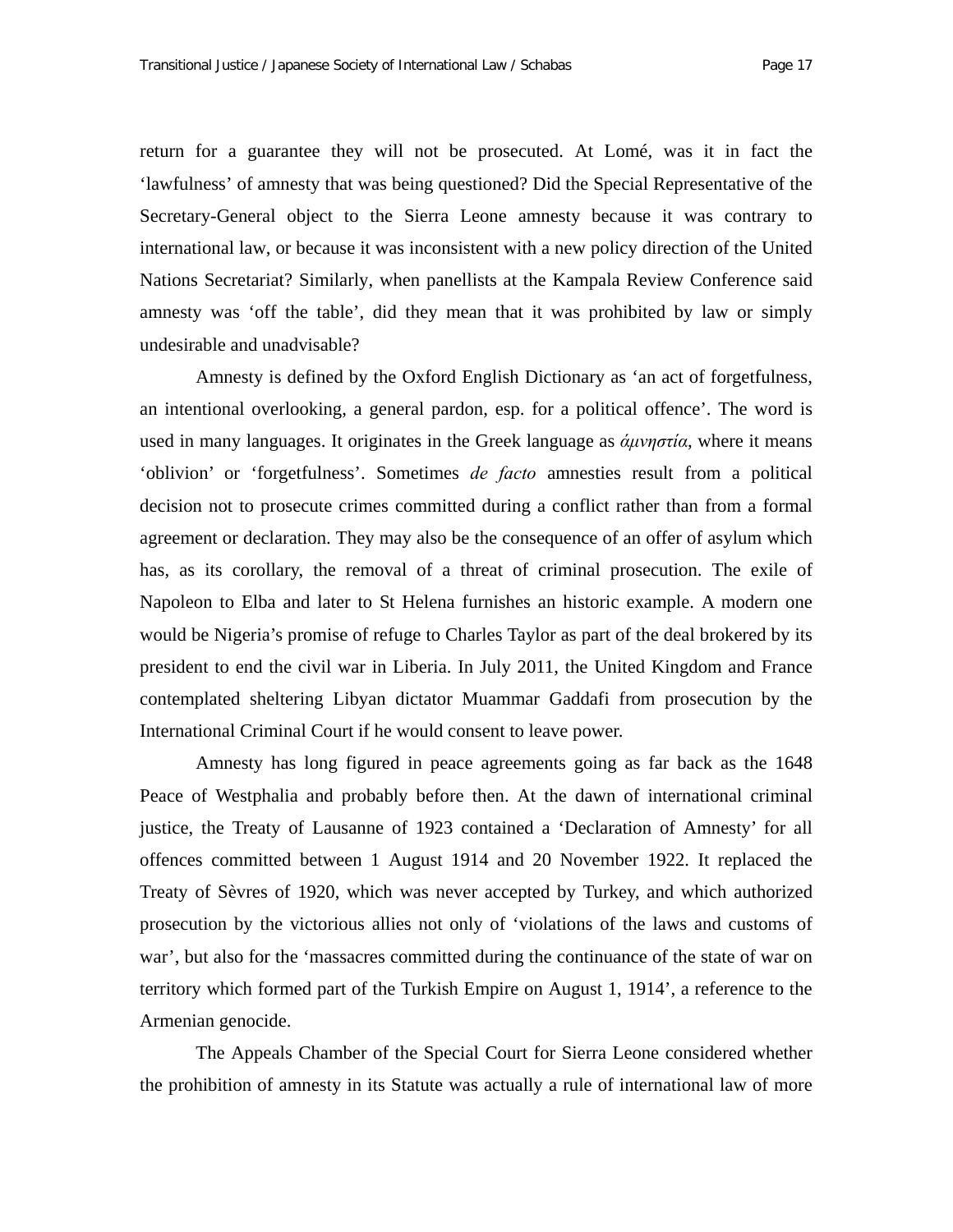return for a guarantee they will not be prosecuted. At Lomé, was it in fact the 'lawfulness' of amnesty that was being questioned? Did the Special Representative of the Secretary-General object to the Sierra Leone amnesty because it was contrary to international law, or because it was inconsistent with a new policy direction of the United Nations Secretariat? Similarly, when panellists at the Kampala Review Conference said amnesty was 'off the table', did they mean that it was prohibited by law or simply undesirable and unadvisable?

Amnesty is defined by the Oxford English Dictionary as 'an act of forgetfulness, an intentional overlooking, a general pardon, esp. for a political offence'. The word is used in many languages. It originates in the Greek language as *άμνηστία*, where it means 'oblivion' or 'forgetfulness'. Sometimes *de facto* amnesties result from a political decision not to prosecute crimes committed during a conflict rather than from a formal agreement or declaration. They may also be the consequence of an offer of asylum which has, as its corollary, the removal of a threat of criminal prosecution. The exile of Napoleon to Elba and later to St Helena furnishes an historic example. A modern one would be Nigeria's promise of refuge to Charles Taylor as part of the deal brokered by its president to end the civil war in Liberia. In July 2011, the United Kingdom and France contemplated sheltering Libyan dictator Muammar Gaddafi from prosecution by the International Criminal Court if he would consent to leave power.

Amnesty has long figured in peace agreements going as far back as the 1648 Peace of Westphalia and probably before then. At the dawn of international criminal justice, the Treaty of Lausanne of 1923 contained a 'Declaration of Amnesty' for all offences committed between 1 August 1914 and 20 November 1922. It replaced the Treaty of Sèvres of 1920, which was never accepted by Turkey, and which authorized prosecution by the victorious allies not only of 'violations of the laws and customs of war', but also for the 'massacres committed during the continuance of the state of war on territory which formed part of the Turkish Empire on August 1, 1914', a reference to the Armenian genocide.

The Appeals Chamber of the Special Court for Sierra Leone considered whether the prohibition of amnesty in its Statute was actually a rule of international law of more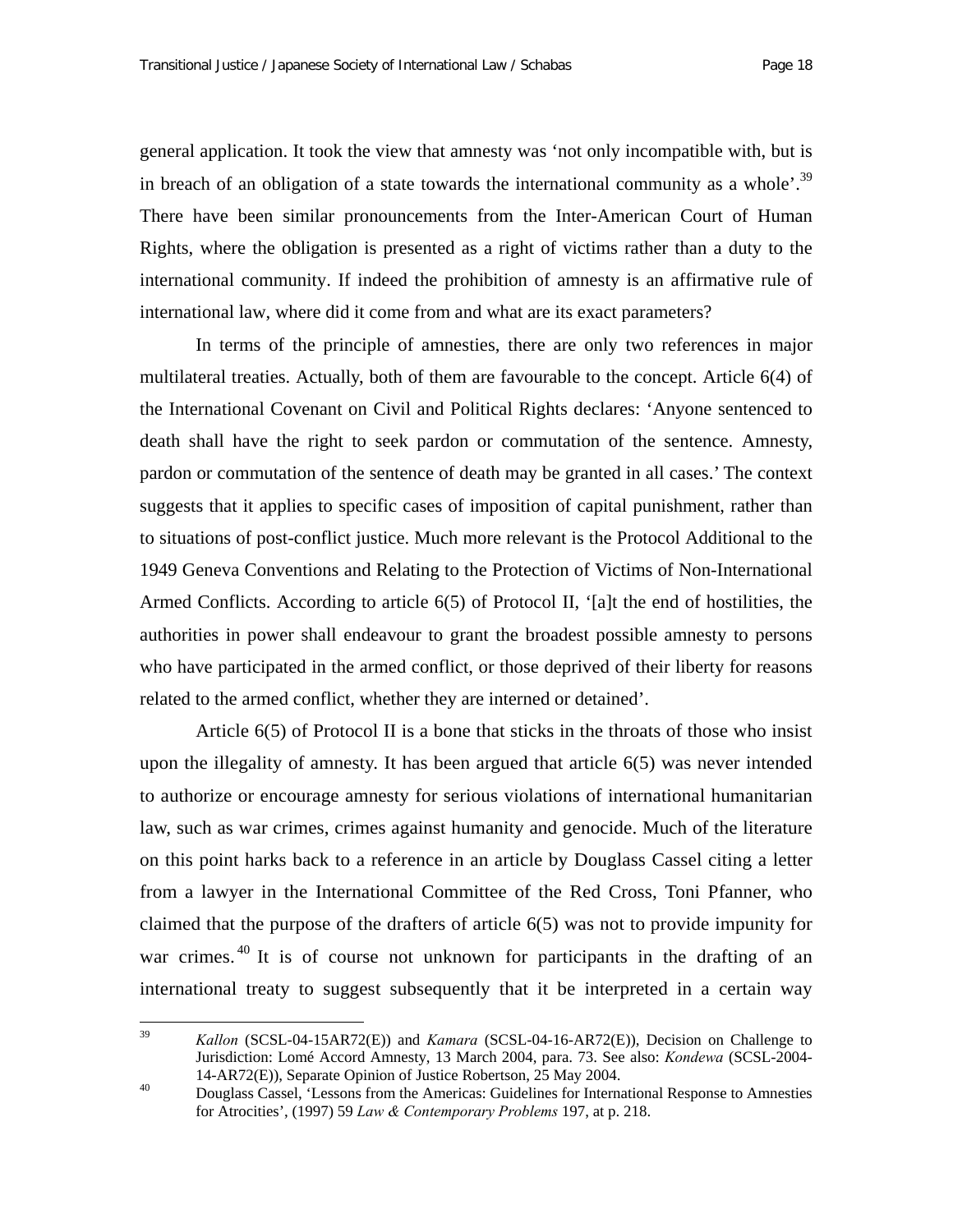general application. It took the view that amnesty was 'not only incompatible with, but is in breach of an obligation of a state towards the international community as a whole'.[39] There have been similar pronouncements from the Inter-American Court of Human Rights, where the obligation is presented as a right of victims rather than a duty to the international community. If indeed the prohibition of amnesty is an affirmative rule of international law, where did it come from and what are its exact parameters?

In terms of the principle of amnesties, there are only two references in major multilateral treaties. Actually, both of them are favourable to the concept. Article 6(4) of the International Covenant on Civil and Political Rights declares: 'Anyone sentenced to death shall have the right to seek pardon or commutation of the sentence. Amnesty, pardon or commutation of the sentence of death may be granted in all cases.' The context suggests that it applies to specific cases of imposition of capital punishment, rather than to situations of post-conflict justice. Much more relevant is the Protocol Additional to the 1949 Geneva Conventions and Relating to the Protection of Victims of Non-International Armed Conflicts. According to article 6(5) of Protocol II, '[a]t the end of hostilities, the authorities in power shall endeavour to grant the broadest possible amnesty to persons who have participated in the armed conflict, or those deprived of their liberty for reasons related to the armed conflict, whether they are interned or detained'.

Article 6(5) of Protocol II is a bone that sticks in the throats of those who insist upon the illegality of amnesty. It has been argued that article 6(5) was never intended to authorize or encourage amnesty for serious violations of international humanitarian law, such as war crimes, crimes against humanity and genocide. Much of the literature on this point harks back to a reference in an article by Douglass Cassel citing a letter from a lawyer in the International Committee of the Red Cross, Toni Pfanner, who claimed that the purpose of the drafters of article 6(5) was not to provide impunity for war crimes.[40] It is of course not unknown for participants in the drafting of an international treaty to suggest subsequently that it be interpreted in a certain way

---

[39] *Kallon* (SCSL-04-15AR72(E)) and *Kamara* (SCSL-04-16-AR72(E)), Decision on Challenge to Jurisdiction: Lomé Accord Amnesty, 13 March 2004, para. 73. See also: *Kondewa* (SCSL-2004-14-AR72(E)), Separate Opinion of Justice Robertson, 25 May 2004.

[40] Douglass Cassel, 'Lessons from the Americas: Guidelines for International Response to Amnesties for Atrocities', (1997) 59 *Law & Contemporary Problems* 197, at p. 218.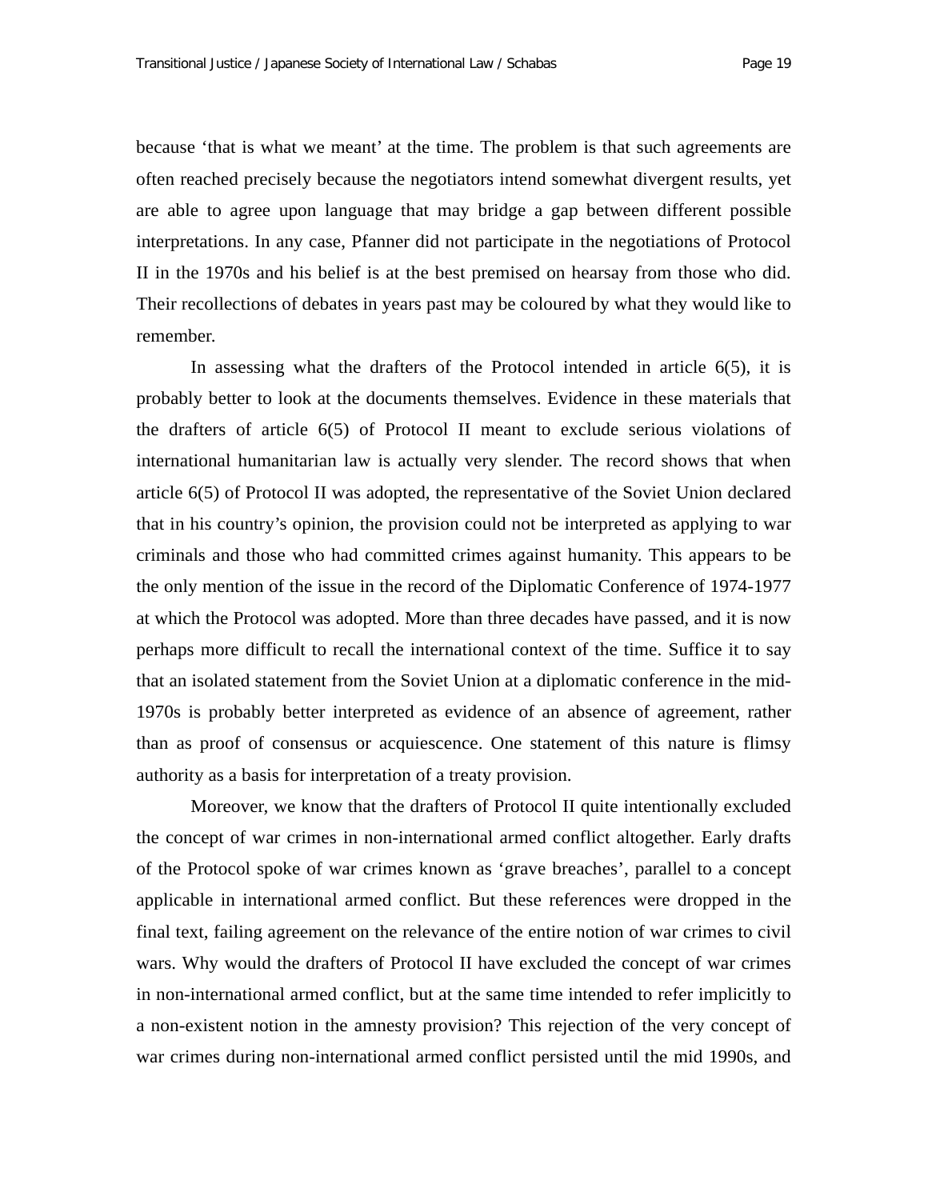because ‘that is what we meant’ at the time. The problem is that such agreements are often reached precisely because the negotiators intend somewhat divergent results, yet are able to agree upon language that may bridge a gap between different possible interpretations. In any case, Pfanner did not participate in the negotiations of Protocol II in the 1970s and his belief is at the best premised on hearsay from those who did. Their recollections of debates in years past may be coloured by what they would like to remember.

In assessing what the drafters of the Protocol intended in article 6(5), it is probably better to look at the documents themselves. Evidence in these materials that the drafters of article 6(5) of Protocol II meant to exclude serious violations of international humanitarian law is actually very slender. The record shows that when article 6(5) of Protocol II was adopted, the representative of the Soviet Union declared that in his country’s opinion, the provision could not be interpreted as applying to war criminals and those who had committed crimes against humanity. This appears to be the only mention of the issue in the record of the Diplomatic Conference of 1974-1977 at which the Protocol was adopted. More than three decades have passed, and it is now perhaps more difficult to recall the international context of the time. Suffice it to say that an isolated statement from the Soviet Union at a diplomatic conference in the mid-1970s is probably better interpreted as evidence of an absence of agreement, rather than as proof of consensus or acquiescence. One statement of this nature is flimsy authority as a basis for interpretation of a treaty provision.

Moreover, we know that the drafters of Protocol II quite intentionally excluded the concept of war crimes in non-international armed conflict altogether. Early drafts of the Protocol spoke of war crimes known as ‘grave breaches’, parallel to a concept applicable in international armed conflict. But these references were dropped in the final text, failing agreement on the relevance of the entire notion of war crimes to civil wars. Why would the drafters of Protocol II have excluded the concept of war crimes in non-international armed conflict, but at the same time intended to refer implicitly to a non-existent notion in the amnesty provision? This rejection of the very concept of war crimes during non-international armed conflict persisted until the mid 1990s, and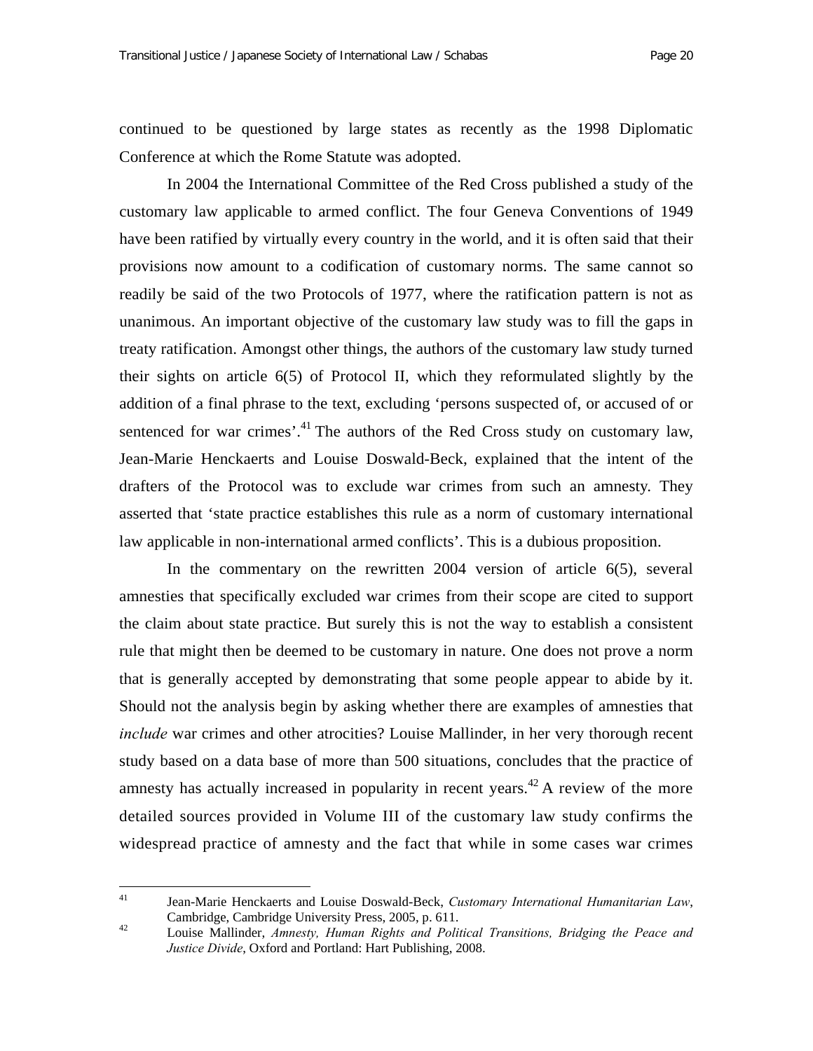continued to be questioned by large states as recently as the 1998 Diplomatic Conference at which the Rome Statute was adopted.

In 2004 the International Committee of the Red Cross published a study of the customary law applicable to armed conflict. The four Geneva Conventions of 1949 have been ratified by virtually every country in the world, and it is often said that their provisions now amount to a codification of customary norms. The same cannot so readily be said of the two Protocols of 1977, where the ratification pattern is not as unanimous. An important objective of the customary law study was to fill the gaps in treaty ratification. Amongst other things, the authors of the customary law study turned their sights on article 6(5) of Protocol II, which they reformulated slightly by the addition of a final phrase to the text, excluding 'persons suspected of, or accused of or sentenced for war crimes'.[41] The authors of the Red Cross study on customary law, Jean-Marie Henckaerts and Louise Doswald-Beck, explained that the intent of the drafters of the Protocol was to exclude war crimes from such an amnesty. They asserted that 'state practice establishes this rule as a norm of customary international law applicable in non-international armed conflicts'. This is a dubious proposition.

In the commentary on the rewritten 2004 version of article 6(5), several amnesties that specifically excluded war crimes from their scope are cited to support the claim about state practice. But surely this is not the way to establish a consistent rule that might then be deemed to be customary in nature. One does not prove a norm that is generally accepted by demonstrating that some people appear to abide by it. Should not the analysis begin by asking whether there are examples of amnesties that *include* war crimes and other atrocities? Louise Mallinder, in her very thorough recent study based on a data base of more than 500 situations, concludes that the practice of amnesty has actually increased in popularity in recent years.[42] A review of the more detailed sources provided in Volume III of the customary law study confirms the widespread practice of amnesty and the fact that while in some cases war crimes

---

[41] Jean-Marie Henckaerts and Louise Doswald-Beck, *Customary International Humanitarian Law*, Cambridge, Cambridge University Press, 2005, p. 611.

[42] Louise Mallinder, *Amnesty, Human Rights and Political Transitions, Bridging the Peace and Justice Divide*, Oxford and Portland: Hart Publishing, 2008.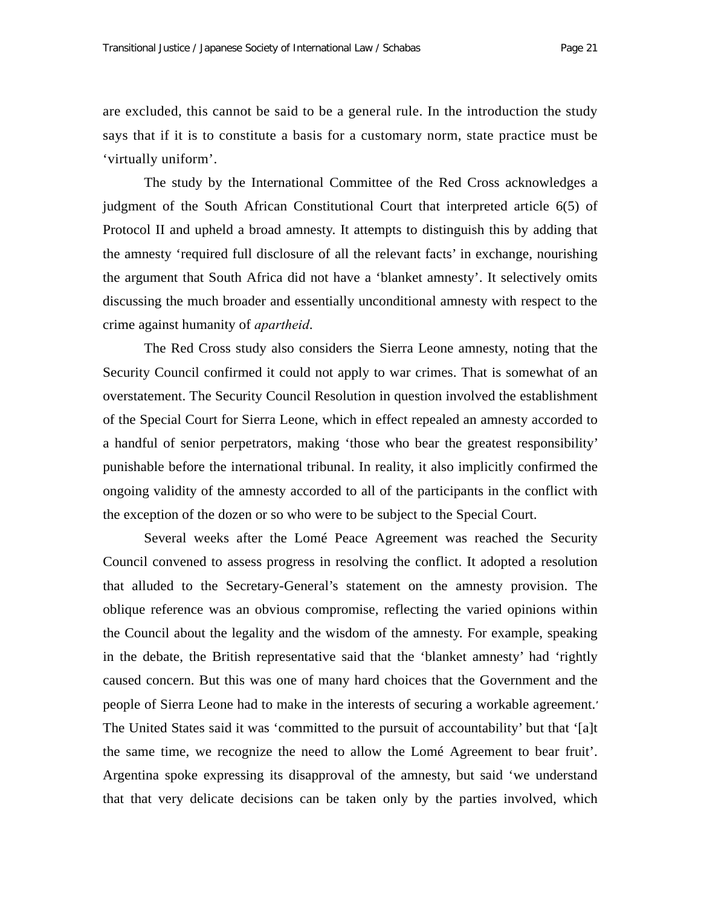are excluded, this cannot be said to be a general rule. In the introduction the study says that if it is to constitute a basis for a customary norm, state practice must be ‘virtually uniform’.

The study by the International Committee of the Red Cross acknowledges a judgment of the South African Constitutional Court that interpreted article 6(5) of Protocol II and upheld a broad amnesty. It attempts to distinguish this by adding that the amnesty ‘required full disclosure of all the relevant facts’ in exchange, nourishing the argument that South Africa did not have a ‘blanket amnesty’. It selectively omits discussing the much broader and essentially unconditional amnesty with respect to the crime against humanity of *apartheid*.

The Red Cross study also considers the Sierra Leone amnesty, noting that the Security Council confirmed it could not apply to war crimes. That is somewhat of an overstatement. The Security Council Resolution in question involved the establishment of the Special Court for Sierra Leone, which in effect repealed an amnesty accorded to a handful of senior perpetrators, making ‘those who bear the greatest responsibility’ punishable before the international tribunal. In reality, it also implicitly confirmed the ongoing validity of the amnesty accorded to all of the participants in the conflict with the exception of the dozen or so who were to be subject to the Special Court.

Several weeks after the Lomé Peace Agreement was reached the Security Council convened to assess progress in resolving the conflict. It adopted a resolution that alluded to the Secretary-General’s statement on the amnesty provision. The oblique reference was an obvious compromise, reflecting the varied opinions within the Council about the legality and the wisdom of the amnesty. For example, speaking in the debate, the British representative said that the ‘blanket amnesty’ had ‘rightly caused concern. But this was one of many hard choices that the Government and the people of Sierra Leone had to make in the interests of securing a workable agreement.’ The United States said it was ‘committed to the pursuit of accountability’ but that ‘[a]t the same time, we recognize the need to allow the Lomé Agreement to bear fruit’. Argentina spoke expressing its disapproval of the amnesty, but said ‘we understand that that very delicate decisions can be taken only by the parties involved, which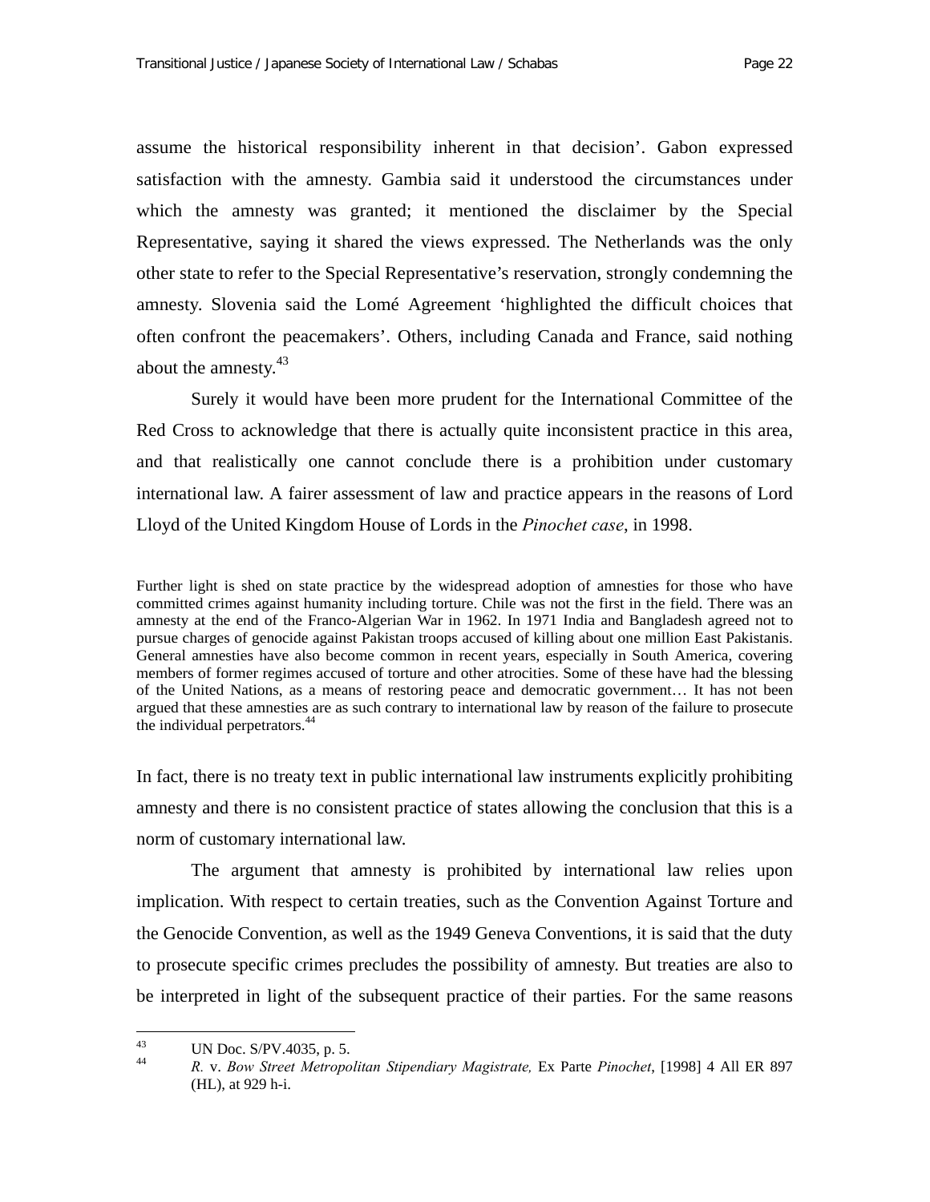assume the historical responsibility inherent in that decision'. Gabon expressed satisfaction with the amnesty. Gambia said it understood the circumstances under which the amnesty was granted; it mentioned the disclaimer by the Special Representative, saying it shared the views expressed. The Netherlands was the only other state to refer to the Special Representative's reservation, strongly condemning the amnesty. Slovenia said the Lomé Agreement 'highlighted the difficult choices that often confront the peacemakers'. Others, including Canada and France, said nothing about the amnesty.[43]

Surely it would have been more prudent for the International Committee of the Red Cross to acknowledge that there is actually quite inconsistent practice in this area, and that realistically one cannot conclude there is a prohibition under customary international law. A fairer assessment of law and practice appears in the reasons of Lord Lloyd of the United Kingdom House of Lords in the *Pinochet case*, in 1998.

> Further light is shed on state practice by the widespread adoption of amnesties for those who have committed crimes against humanity including torture. Chile was not the first in the field. There was an amnesty at the end of the Franco-Algerian War in 1962. In 1971 India and Bangladesh agreed not to pursue charges of genocide against Pakistan troops accused of killing about one million East Pakistanis. General amnesties have also become common in recent years, especially in South America, covering members of former regimes accused of torture and other atrocities. Some of these have had the blessing of the United Nations, as a means of restoring peace and democratic government… It has not been argued that these amnesties are as such contrary to international law by reason of the failure to prosecute the individual perpetrators.[44]

In fact, there is no treaty text in public international law instruments explicitly prohibiting amnesty and there is no consistent practice of states allowing the conclusion that this is a norm of customary international law.

The argument that amnesty is prohibited by international law relies upon implication. With respect to certain treaties, such as the Convention Against Torture and the Genocide Convention, as well as the 1949 Geneva Conventions, it is said that the duty to prosecute specific crimes precludes the possibility of amnesty. But treaties are also to be interpreted in light of the subsequent practice of their parties. For the same reasons

---

[43] UN Doc. S/PV.4035, p. 5.

[44] *R.* v. *Bow Street Metropolitan Stipendiary Magistrate,* Ex Parte *Pinochet*, [1998] 4 All ER 897 (HL), at 929 h-i.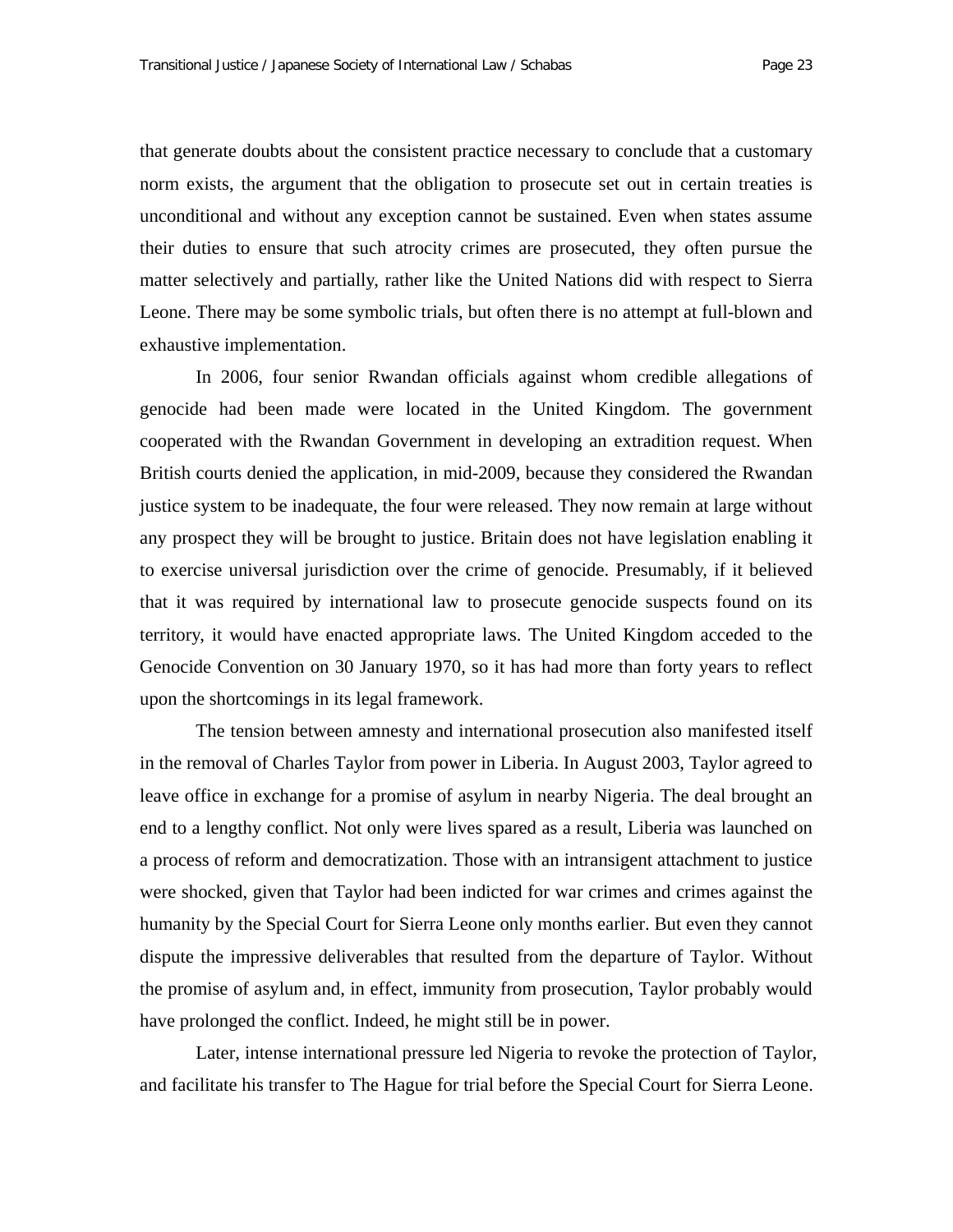that generate doubts about the consistent practice necessary to conclude that a customary norm exists, the argument that the obligation to prosecute set out in certain treaties is unconditional and without any exception cannot be sustained. Even when states assume their duties to ensure that such atrocity crimes are prosecuted, they often pursue the matter selectively and partially, rather like the United Nations did with respect to Sierra Leone. There may be some symbolic trials, but often there is no attempt at full-blown and exhaustive implementation.

In 2006, four senior Rwandan officials against whom credible allegations of genocide had been made were located in the United Kingdom. The government cooperated with the Rwandan Government in developing an extradition request. When British courts denied the application, in mid-2009, because they considered the Rwandan justice system to be inadequate, the four were released. They now remain at large without any prospect they will be brought to justice. Britain does not have legislation enabling it to exercise universal jurisdiction over the crime of genocide. Presumably, if it believed that it was required by international law to prosecute genocide suspects found on its territory, it would have enacted appropriate laws. The United Kingdom acceded to the Genocide Convention on 30 January 1970, so it has had more than forty years to reflect upon the shortcomings in its legal framework.

The tension between amnesty and international prosecution also manifested itself in the removal of Charles Taylor from power in Liberia. In August 2003, Taylor agreed to leave office in exchange for a promise of asylum in nearby Nigeria. The deal brought an end to a lengthy conflict. Not only were lives spared as a result, Liberia was launched on a process of reform and democratization. Those with an intransigent attachment to justice were shocked, given that Taylor had been indicted for war crimes and crimes against the humanity by the Special Court for Sierra Leone only months earlier. But even they cannot dispute the impressive deliverables that resulted from the departure of Taylor. Without the promise of asylum and, in effect, immunity from prosecution, Taylor probably would have prolonged the conflict. Indeed, he might still be in power.

Later, intense international pressure led Nigeria to revoke the protection of Taylor, and facilitate his transfer to The Hague for trial before the Special Court for Sierra Leone.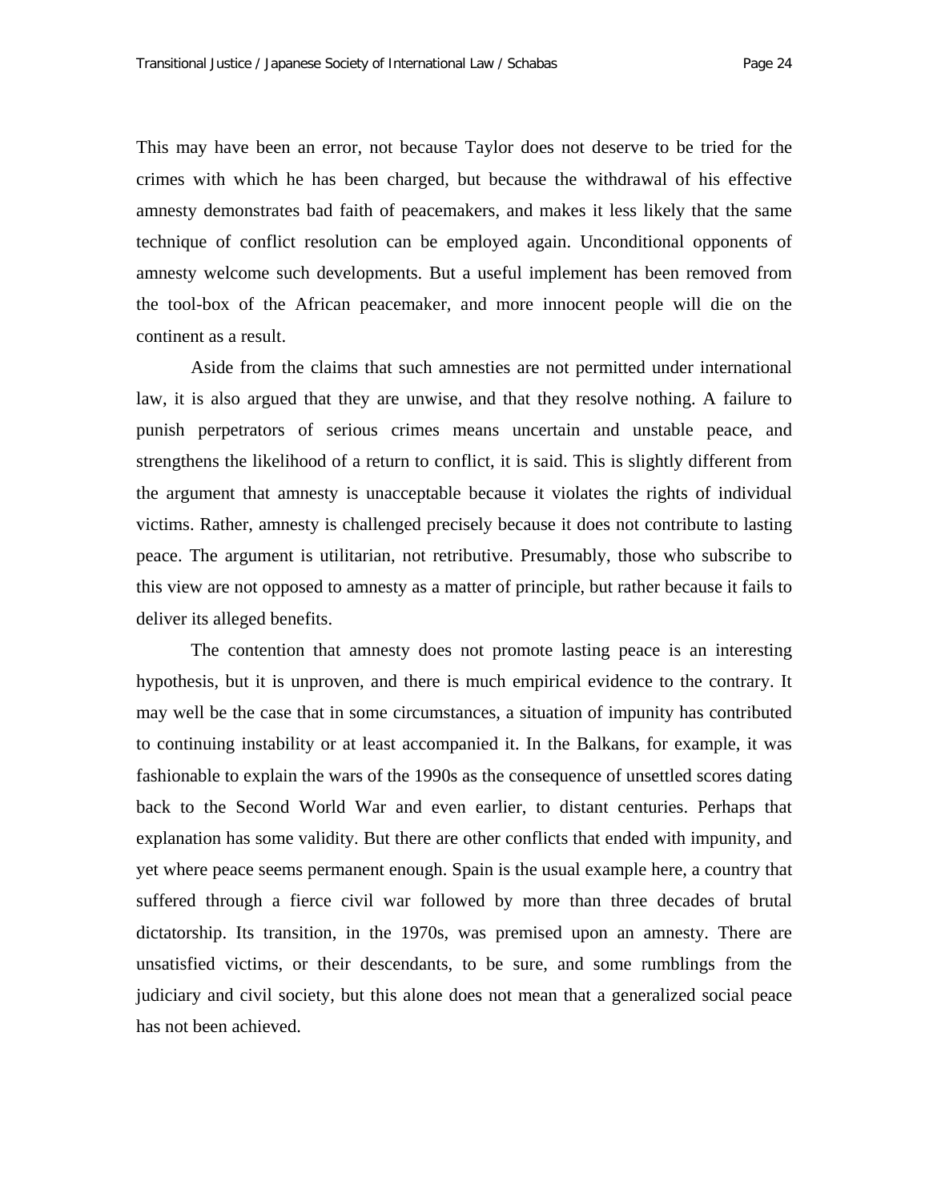This may have been an error, not because Taylor does not deserve to be tried for the crimes with which he has been charged, but because the withdrawal of his effective amnesty demonstrates bad faith of peacemakers, and makes it less likely that the same technique of conflict resolution can be employed again. Unconditional opponents of amnesty welcome such developments. But a useful implement has been removed from the tool-box of the African peacemaker, and more innocent people will die on the continent as a result.

Aside from the claims that such amnesties are not permitted under international law, it is also argued that they are unwise, and that they resolve nothing. A failure to punish perpetrators of serious crimes means uncertain and unstable peace, and strengthens the likelihood of a return to conflict, it is said. This is slightly different from the argument that amnesty is unacceptable because it violates the rights of individual victims. Rather, amnesty is challenged precisely because it does not contribute to lasting peace. The argument is utilitarian, not retributive. Presumably, those who subscribe to this view are not opposed to amnesty as a matter of principle, but rather because it fails to deliver its alleged benefits.

The contention that amnesty does not promote lasting peace is an interesting hypothesis, but it is unproven, and there is much empirical evidence to the contrary. It may well be the case that in some circumstances, a situation of impunity has contributed to continuing instability or at least accompanied it. In the Balkans, for example, it was fashionable to explain the wars of the 1990s as the consequence of unsettled scores dating back to the Second World War and even earlier, to distant centuries. Perhaps that explanation has some validity. But there are other conflicts that ended with impunity, and yet where peace seems permanent enough. Spain is the usual example here, a country that suffered through a fierce civil war followed by more than three decades of brutal dictatorship. Its transition, in the 1970s, was premised upon an amnesty. There are unsatisfied victims, or their descendants, to be sure, and some rumblings from the judiciary and civil society, but this alone does not mean that a generalized social peace has not been achieved.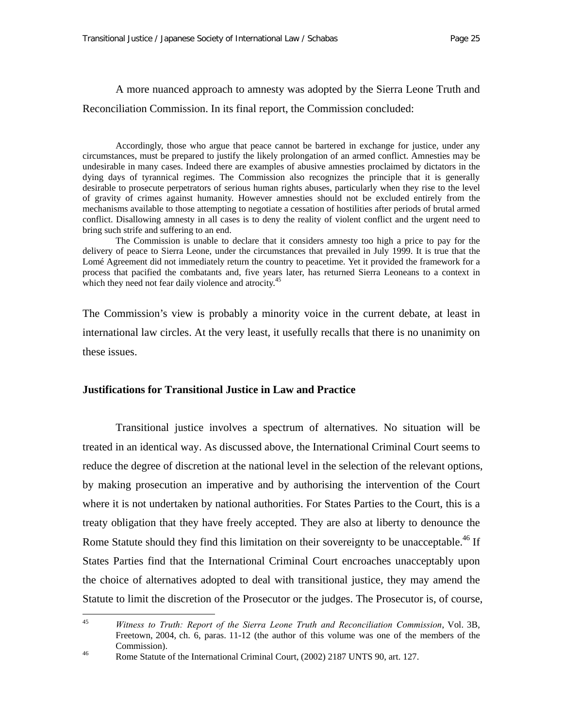A more nuanced approach to amnesty was adopted by the Sierra Leone Truth and Reconciliation Commission. In its final report, the Commission concluded:

> Accordingly, those who argue that peace cannot be bartered in exchange for justice, under any circumstances, must be prepared to justify the likely prolongation of an armed conflict. Amnesties may be undesirable in many cases. Indeed there are examples of abusive amnesties proclaimed by dictators in the dying days of tyrannical regimes. The Commission also recognizes the principle that it is generally desirable to prosecute perpetrators of serious human rights abuses, particularly when they rise to the level of gravity of crimes against humanity. However amnesties should not be excluded entirely from the mechanisms available to those attempting to negotiate a cessation of hostilities after periods of brutal armed conflict. Disallowing amnesty in all cases is to deny the reality of violent conflict and the urgent need to bring such strife and suffering to an end.
>
> The Commission is unable to declare that it considers amnesty too high a price to pay for the delivery of peace to Sierra Leone, under the circumstances that prevailed in July 1999. It is true that the Lomé Agreement did not immediately return the country to peacetime. Yet it provided the framework for a process that pacified the combatants and, five years later, has returned Sierra Leoneans to a context in which they need not fear daily violence and atrocity.[45]

The Commission's view is probably a minority voice in the current debate, at least in international law circles. At the very least, it usefully recalls that there is no unanimity on these issues.

## Justifications for Transitional Justice in Law and Practice

Transitional justice involves a spectrum of alternatives. No situation will be treated in an identical way. As discussed above, the International Criminal Court seems to reduce the degree of discretion at the national level in the selection of the relevant options, by making prosecution an imperative and by authorising the intervention of the Court where it is not undertaken by national authorities. For States Parties to the Court, this is a treaty obligation that they have freely accepted. They are also at liberty to denounce the Rome Statute should they find this limitation on their sovereignty to be unacceptable.[46] If States Parties find that the International Criminal Court encroaches unacceptably upon the choice of alternatives adopted to deal with transitional justice, they may amend the Statute to limit the discretion of the Prosecutor or the judges. The Prosecutor is, of course,

---

[45] *Witness to Truth: Report of the Sierra Leone Truth and Reconciliation Commission*, Vol. 3B, Freetown, 2004, ch. 6, paras. 11-12 (the author of this volume was one of the members of the Commission).

[46] Rome Statute of the International Criminal Court, (2002) 2187 UNTS 90, art. 127.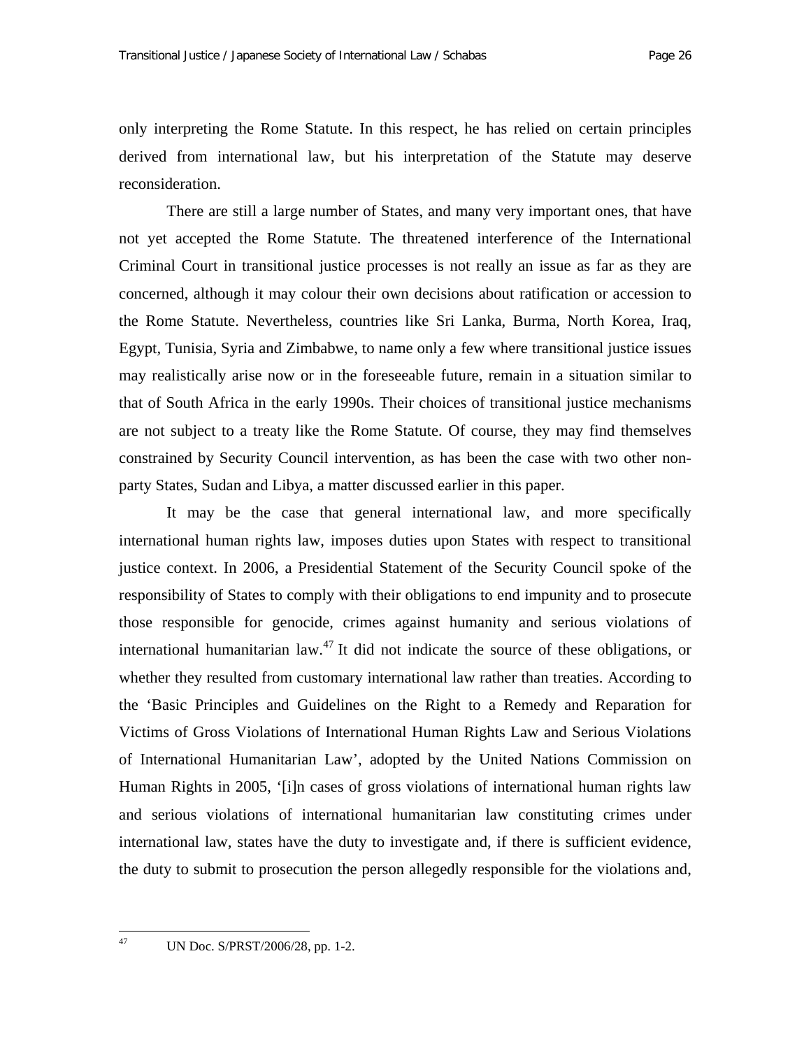only interpreting the Rome Statute. In this respect, he has relied on certain principles derived from international law, but his interpretation of the Statute may deserve reconsideration.

There are still a large number of States, and many very important ones, that have not yet accepted the Rome Statute. The threatened interference of the International Criminal Court in transitional justice processes is not really an issue as far as they are concerned, although it may colour their own decisions about ratification or accession to the Rome Statute. Nevertheless, countries like Sri Lanka, Burma, North Korea, Iraq, Egypt, Tunisia, Syria and Zimbabwe, to name only a few where transitional justice issues may realistically arise now or in the foreseeable future, remain in a situation similar to that of South Africa in the early 1990s. Their choices of transitional justice mechanisms are not subject to a treaty like the Rome Statute. Of course, they may find themselves constrained by Security Council intervention, as has been the case with two other non-party States, Sudan and Libya, a matter discussed earlier in this paper.

It may be the case that general international law, and more specifically international human rights law, imposes duties upon States with respect to transitional justice context. In 2006, a Presidential Statement of the Security Council spoke of the responsibility of States to comply with their obligations to end impunity and to prosecute those responsible for genocide, crimes against humanity and serious violations of international humanitarian law.[47] It did not indicate the source of these obligations, or whether they resulted from customary international law rather than treaties. According to the 'Basic Principles and Guidelines on the Right to a Remedy and Reparation for Victims of Gross Violations of International Human Rights Law and Serious Violations of International Humanitarian Law', adopted by the United Nations Commission on Human Rights in 2005, '[i]n cases of gross violations of international human rights law and serious violations of international humanitarian law constituting crimes under international law, states have the duty to investigate and, if there is sufficient evidence, the duty to submit to prosecution the person allegedly responsible for the violations and,

---

[47] UN Doc. S/PRST/2006/28, pp. 1-2.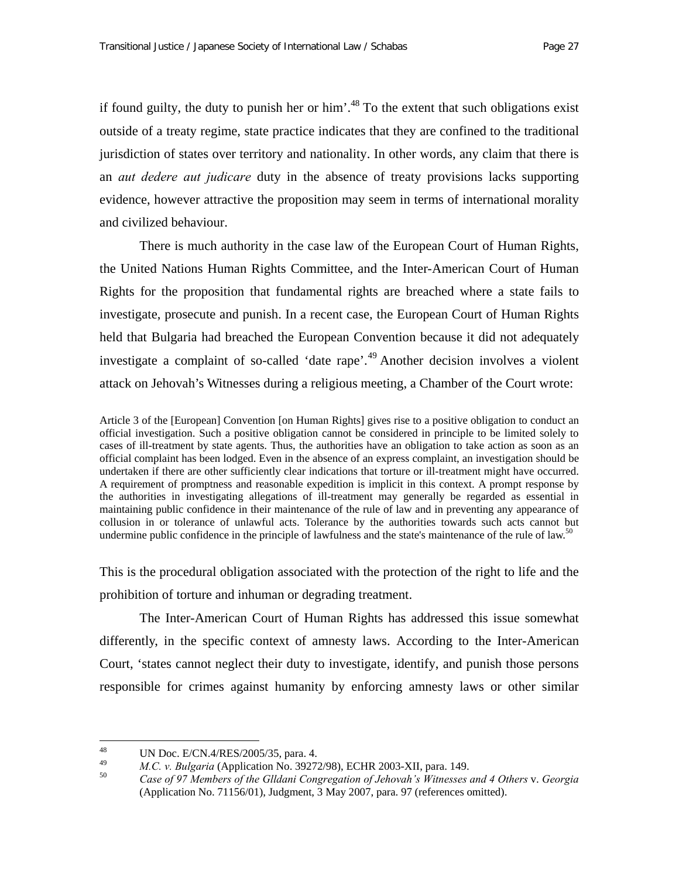if found guilty, the duty to punish her or him'.[48] To the extent that such obligations exist outside of a treaty regime, state practice indicates that they are confined to the traditional jurisdiction of states over territory and nationality. In other words, any claim that there is an *aut dedere aut judicare* duty in the absence of treaty provisions lacks supporting evidence, however attractive the proposition may seem in terms of international morality and civilized behaviour.

There is much authority in the case law of the European Court of Human Rights, the United Nations Human Rights Committee, and the Inter-American Court of Human Rights for the proposition that fundamental rights are breached where a state fails to investigate, prosecute and punish. In a recent case, the European Court of Human Rights held that Bulgaria had breached the European Convention because it did not adequately investigate a complaint of so-called 'date rape'.[49] Another decision involves a violent attack on Jehovah's Witnesses during a religious meeting, a Chamber of the Court wrote:

> Article 3 of the [European] Convention [on Human Rights] gives rise to a positive obligation to conduct an official investigation. Such a positive obligation cannot be considered in principle to be limited solely to cases of ill-treatment by state agents. Thus, the authorities have an obligation to take action as soon as an official complaint has been lodged. Even in the absence of an express complaint, an investigation should be undertaken if there are other sufficiently clear indications that torture or ill-treatment might have occurred. A requirement of promptness and reasonable expedition is implicit in this context. A prompt response by the authorities in investigating allegations of ill-treatment may generally be regarded as essential in maintaining public confidence in their maintenance of the rule of law and in preventing any appearance of collusion in or tolerance of unlawful acts. Tolerance by the authorities towards such acts cannot but undermine public confidence in the principle of lawfulness and the state's maintenance of the rule of law.[50]

This is the procedural obligation associated with the protection of the right to life and the prohibition of torture and inhuman or degrading treatment.

The Inter-American Court of Human Rights has addressed this issue somewhat differently, in the specific context of amnesty laws. According to the Inter-American Court, 'states cannot neglect their duty to investigate, identify, and punish those persons responsible for crimes against humanity by enforcing amnesty laws or other similar

---

[48] UN Doc. E/CN.4/RES/2005/35, para. 4.

[49] *M.C. v. Bulgaria* (Application No. 39272/98), ECHR 2003-XII, para. 149.

[50] *Case of 97 Members of the Glldani Congregation of Jehovah's Witnesses and 4 Others* v. *Georgia* (Application No. 71156/01), Judgment, 3 May 2007, para. 97 (references omitted).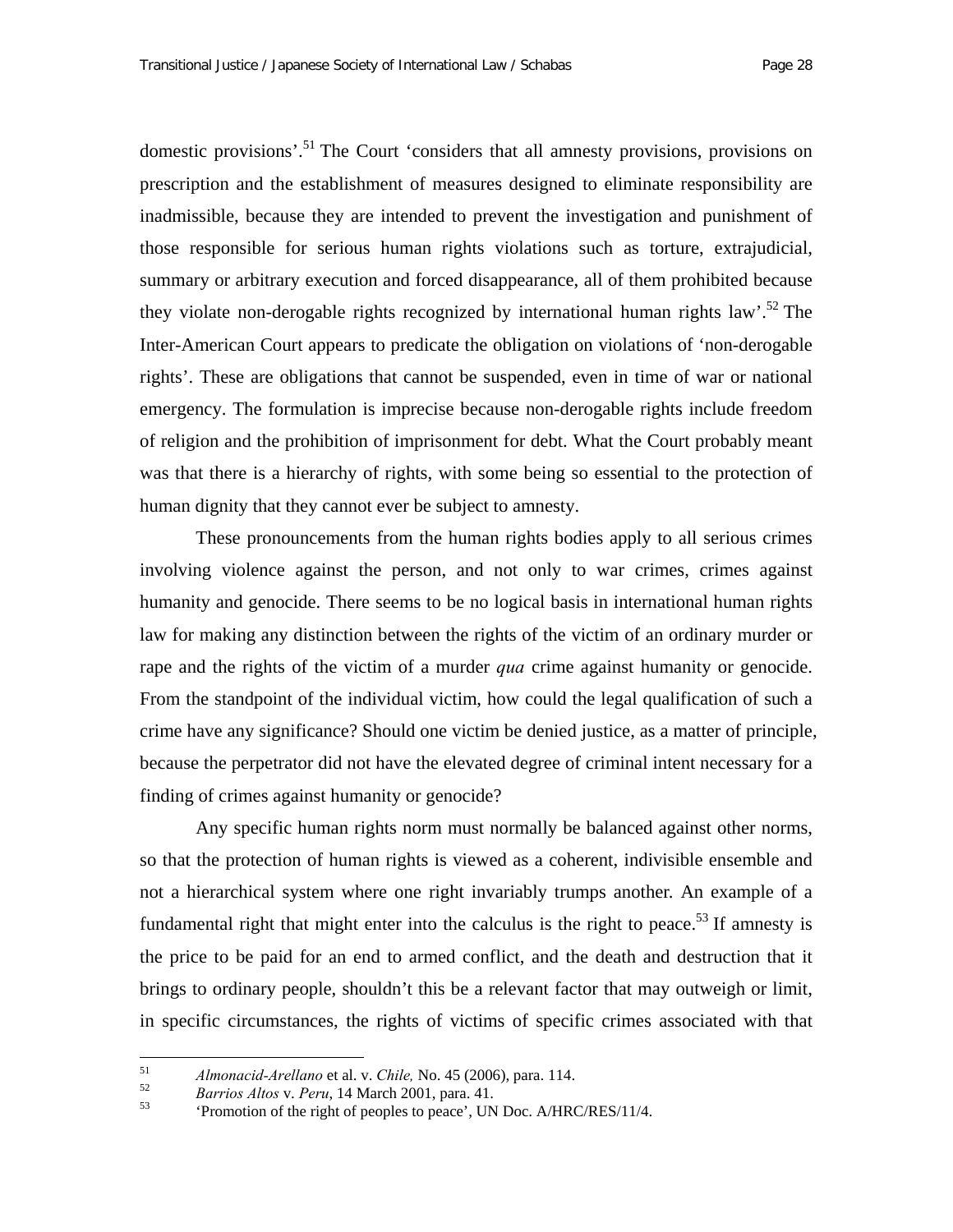domestic provisions'.[51] The Court 'considers that all amnesty provisions, provisions on prescription and the establishment of measures designed to eliminate responsibility are inadmissible, because they are intended to prevent the investigation and punishment of those responsible for serious human rights violations such as torture, extrajudicial, summary or arbitrary execution and forced disappearance, all of them prohibited because they violate non-derogable rights recognized by international human rights law'.[52] The Inter-American Court appears to predicate the obligation on violations of 'non-derogable rights'. These are obligations that cannot be suspended, even in time of war or national emergency. The formulation is imprecise because non-derogable rights include freedom of religion and the prohibition of imprisonment for debt. What the Court probably meant was that there is a hierarchy of rights, with some being so essential to the protection of human dignity that they cannot ever be subject to amnesty.

These pronouncements from the human rights bodies apply to all serious crimes involving violence against the person, and not only to war crimes, crimes against humanity and genocide. There seems to be no logical basis in international human rights law for making any distinction between the rights of the victim of an ordinary murder or rape and the rights of the victim of a murder *qua* crime against humanity or genocide. From the standpoint of the individual victim, how could the legal qualification of such a crime have any significance? Should one victim be denied justice, as a matter of principle, because the perpetrator did not have the elevated degree of criminal intent necessary for a finding of crimes against humanity or genocide?

Any specific human rights norm must normally be balanced against other norms, so that the protection of human rights is viewed as a coherent, indivisible ensemble and not a hierarchical system where one right invariably trumps another. An example of a fundamental right that might enter into the calculus is the right to peace.[53] If amnesty is the price to be paid for an end to armed conflict, and the death and destruction that it brings to ordinary people, shouldn't this be a relevant factor that may outweigh or limit, in specific circumstances, the rights of victims of specific crimes associated with that

---

[51] *Almonacid-Arellano* et al. v. *Chile,* No. 45 (2006), para. 114.

[52] *Barrios Altos* v. *Peru,* 14 March 2001, para. 41.

[53] 'Promotion of the right of peoples to peace', UN Doc. A/HRC/RES/11/4.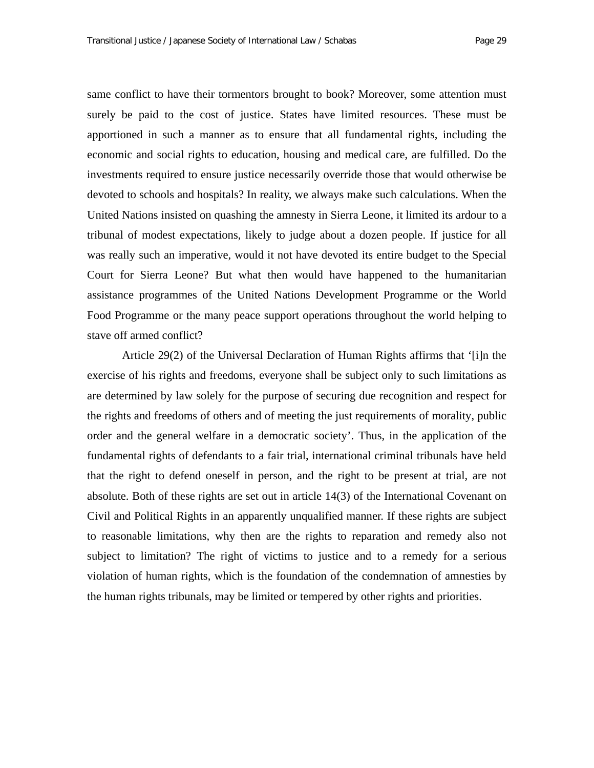same conflict to have their tormentors brought to book? Moreover, some attention must surely be paid to the cost of justice. States have limited resources. These must be apportioned in such a manner as to ensure that all fundamental rights, including the economic and social rights to education, housing and medical care, are fulfilled. Do the investments required to ensure justice necessarily override those that would otherwise be devoted to schools and hospitals? In reality, we always make such calculations. When the United Nations insisted on quashing the amnesty in Sierra Leone, it limited its ardour to a tribunal of modest expectations, likely to judge about a dozen people. If justice for all was really such an imperative, would it not have devoted its entire budget to the Special Court for Sierra Leone? But what then would have happened to the humanitarian assistance programmes of the United Nations Development Programme or the World Food Programme or the many peace support operations throughout the world helping to stave off armed conflict?

Article 29(2) of the Universal Declaration of Human Rights affirms that '[i]n the exercise of his rights and freedoms, everyone shall be subject only to such limitations as are determined by law solely for the purpose of securing due recognition and respect for the rights and freedoms of others and of meeting the just requirements of morality, public order and the general welfare in a democratic society'. Thus, in the application of the fundamental rights of defendants to a fair trial, international criminal tribunals have held that the right to defend oneself in person, and the right to be present at trial, are not absolute. Both of these rights are set out in article 14(3) of the International Covenant on Civil and Political Rights in an apparently unqualified manner. If these rights are subject to reasonable limitations, why then are the rights to reparation and remedy also not subject to limitation? The right of victims to justice and to a remedy for a serious violation of human rights, which is the foundation of the condemnation of amnesties by the human rights tribunals, may be limited or tempered by other rights and priorities.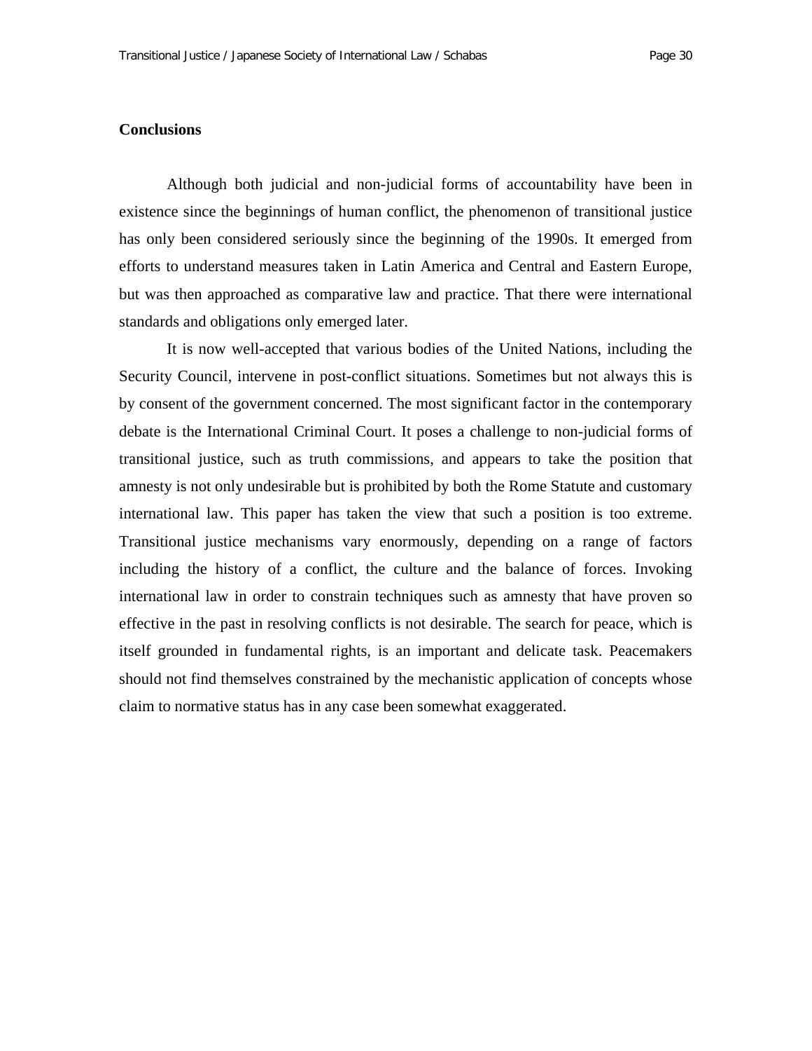## Conclusions

Although both judicial and non-judicial forms of accountability have been in existence since the beginnings of human conflict, the phenomenon of transitional justice has only been considered seriously since the beginning of the 1990s. It emerged from efforts to understand measures taken in Latin America and Central and Eastern Europe, but was then approached as comparative law and practice. That there were international standards and obligations only emerged later.

It is now well-accepted that various bodies of the United Nations, including the Security Council, intervene in post-conflict situations. Sometimes but not always this is by consent of the government concerned. The most significant factor in the contemporary debate is the International Criminal Court. It poses a challenge to non-judicial forms of transitional justice, such as truth commissions, and appears to take the position that amnesty is not only undesirable but is prohibited by both the Rome Statute and customary international law. This paper has taken the view that such a position is too extreme. Transitional justice mechanisms vary enormously, depending on a range of factors including the history of a conflict, the culture and the balance of forces. Invoking international law in order to constrain techniques such as amnesty that have proven so effective in the past in resolving conflicts is not desirable. The search for peace, which is itself grounded in fundamental rights, is an important and delicate task. Peacemakers should not find themselves constrained by the mechanistic application of concepts whose claim to normative status has in any case been somewhat exaggerated.